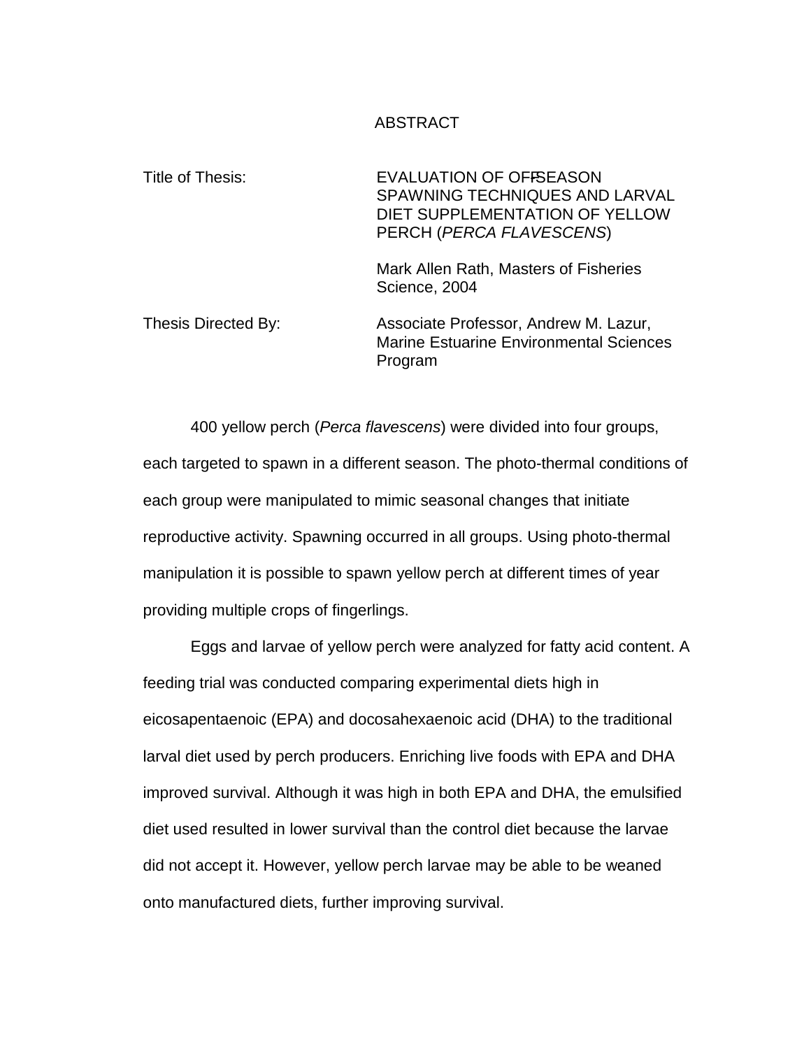# ABSTRACT

Title of Thesis: EVALUATION OF OFF-SEASON SPAWNING TECHNIQUES AND LARVAL DIET SUPPLEMENTATION OF YELLOW PERCH (*PERCA FLAVESCENS*)

Mark Allen Rath, Masters of Fisheries Science, 2004

Thesis Directed By: Associate Professor, Andrew M. Lazur, Marine Estuarine Environmental Sciences Program

400 yellow perch (*Perca flavescens*) were divided into four groups, each targeted to spawn in a different season. The photo-thermal conditions of each group were manipulated to mimic seasonal changes that initiate reproductive activity. Spawning occurred in all groups. Using photo-thermal manipulation it is possible to spawn yellow perch at different times of year providing multiple crops of fingerlings.

Eggs and larvae of yellow perch were analyzed for fatty acid content. A feeding trial was conducted comparing experimental diets high in eicosapentaenoic (EPA) and docosahexaenoic acid (DHA) to the traditional larval diet used by perch producers. Enriching live foods with EPA and DHA improved survival. Although it was high in both EPA and DHA, the emulsified diet used resulted in lower survival than the control diet because the larvae did not accept it. However, yellow perch larvae may be able to be weaned onto manufactured diets, further improving survival.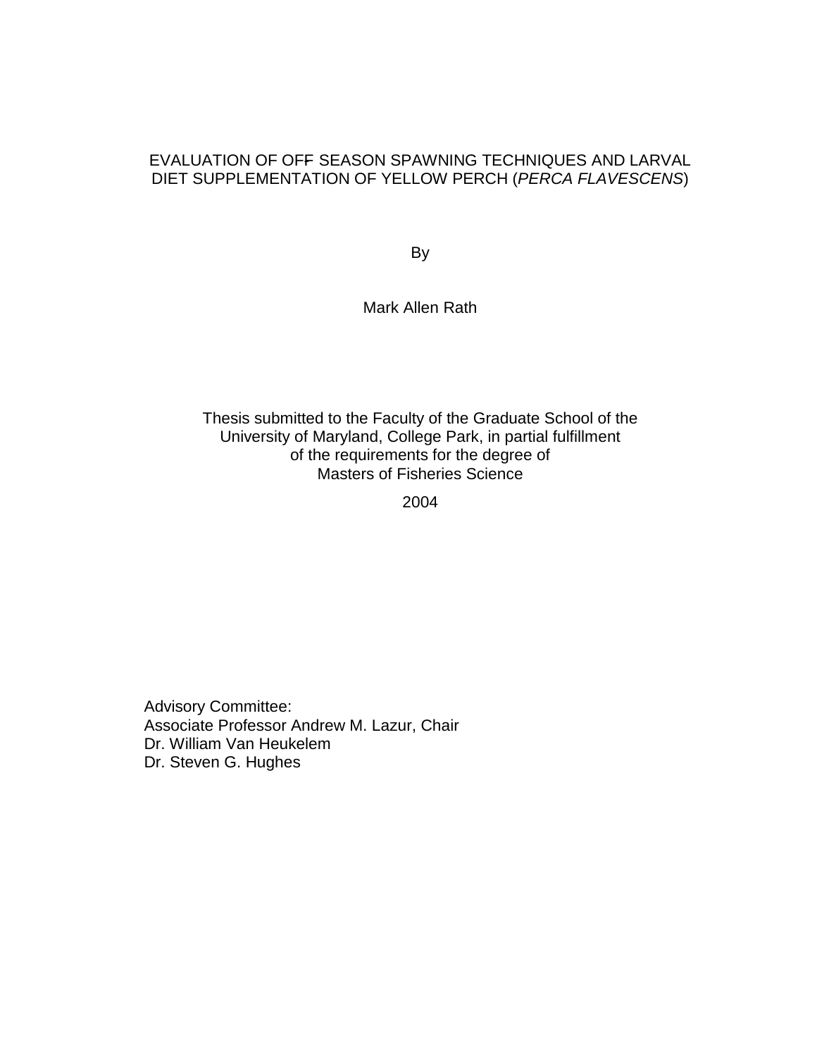# EVALUATION OF OFF SEASON SPAWNING TECHNIQUES AND LARVAL DIET SUPPLEMENTATION OF YELLOW PERCH (*PERCA FLAVESCENS*)

By

Mark Allen Rath

Thesis submitted to the Faculty of the Graduate School of the University of Maryland, College Park, in partial fulfillment of the requirements for the degree of Masters of Fisheries Science

2004

Advisory Committee:
Associate Professor Andrew M. Lazur, Chair
Dr. William Van Heukelem
Dr. Steven G. Hughes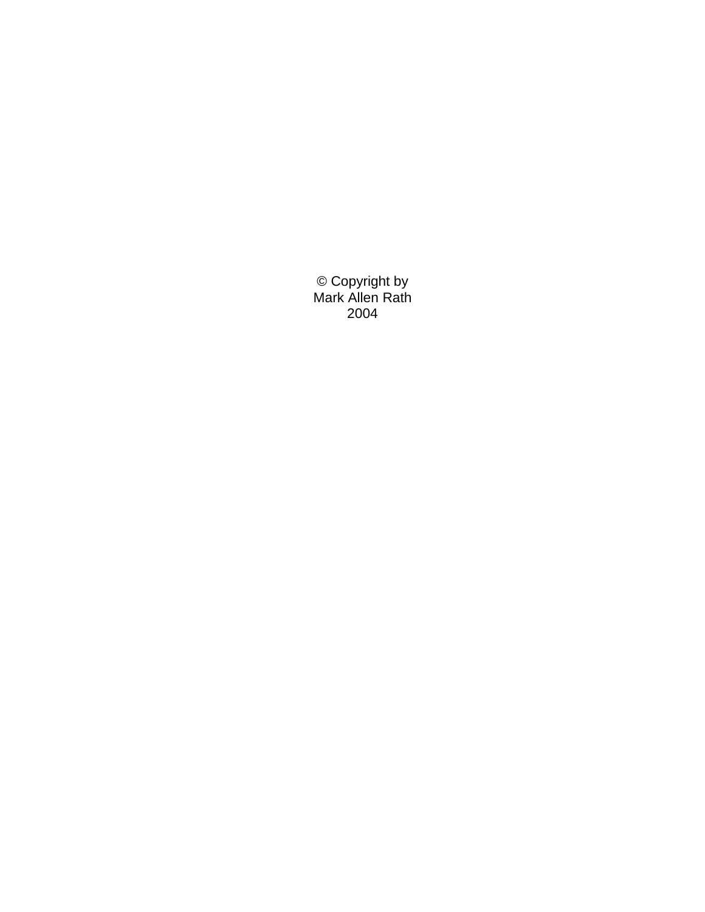© Copyright by  
Mark Allen Rath  
2004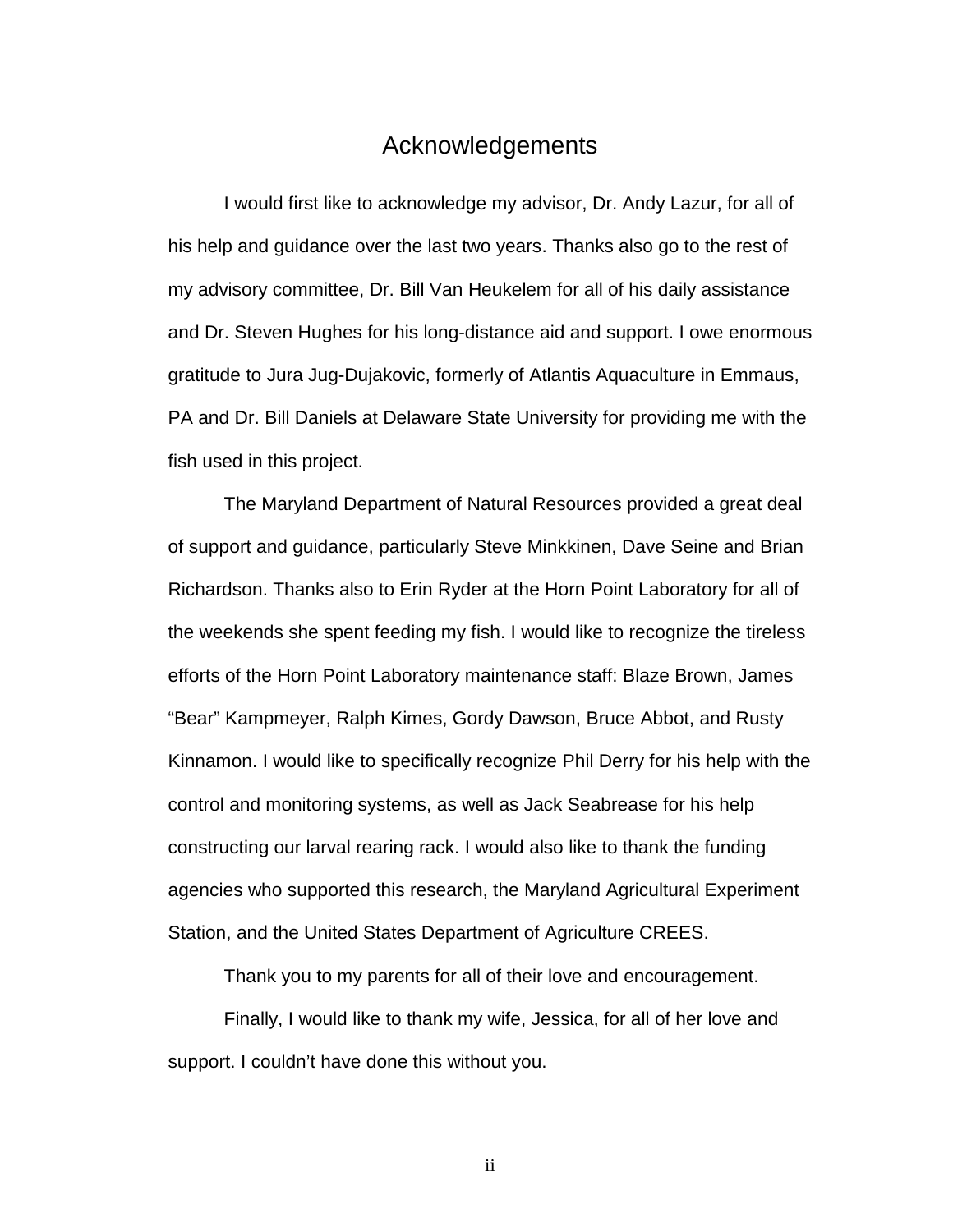# Acknowledgements

I would first like to acknowledge my advisor, Dr. Andy Lazur, for all of his help and guidance over the last two years. Thanks also go to the rest of my advisory committee, Dr. Bill Van Heukelem for all of his daily assistance and Dr. Steven Hughes for his long-distance aid and support. I owe enormous gratitude to Jura Jug-Dujakovic, formerly of Atlantis Aquaculture in Emmaus, PA and Dr. Bill Daniels at Delaware State University for providing me with the fish used in this project.

The Maryland Department of Natural Resources provided a great deal of support and guidance, particularly Steve Minkkinen, Dave Seine and Brian Richardson. Thanks also to Erin Ryder at the Horn Point Laboratory for all of the weekends she spent feeding my fish. I would like to recognize the tireless efforts of the Horn Point Laboratory maintenance staff: Blaze Brown, James "Bear" Kampmeyer, Ralph Kimes, Gordy Dawson, Bruce Abbot, and Rusty Kinnamon. I would like to specifically recognize Phil Derry for his help with the control and monitoring systems, as well as Jack Seabrease for his help constructing our larval rearing rack. I would also like to thank the funding agencies who supported this research, the Maryland Agricultural Experiment Station, and the United States Department of Agriculture CREES.

Thank you to my parents for all of their love and encouragement.

Finally, I would like to thank my wife, Jessica, for all of her love and support. I couldn't have done this without you.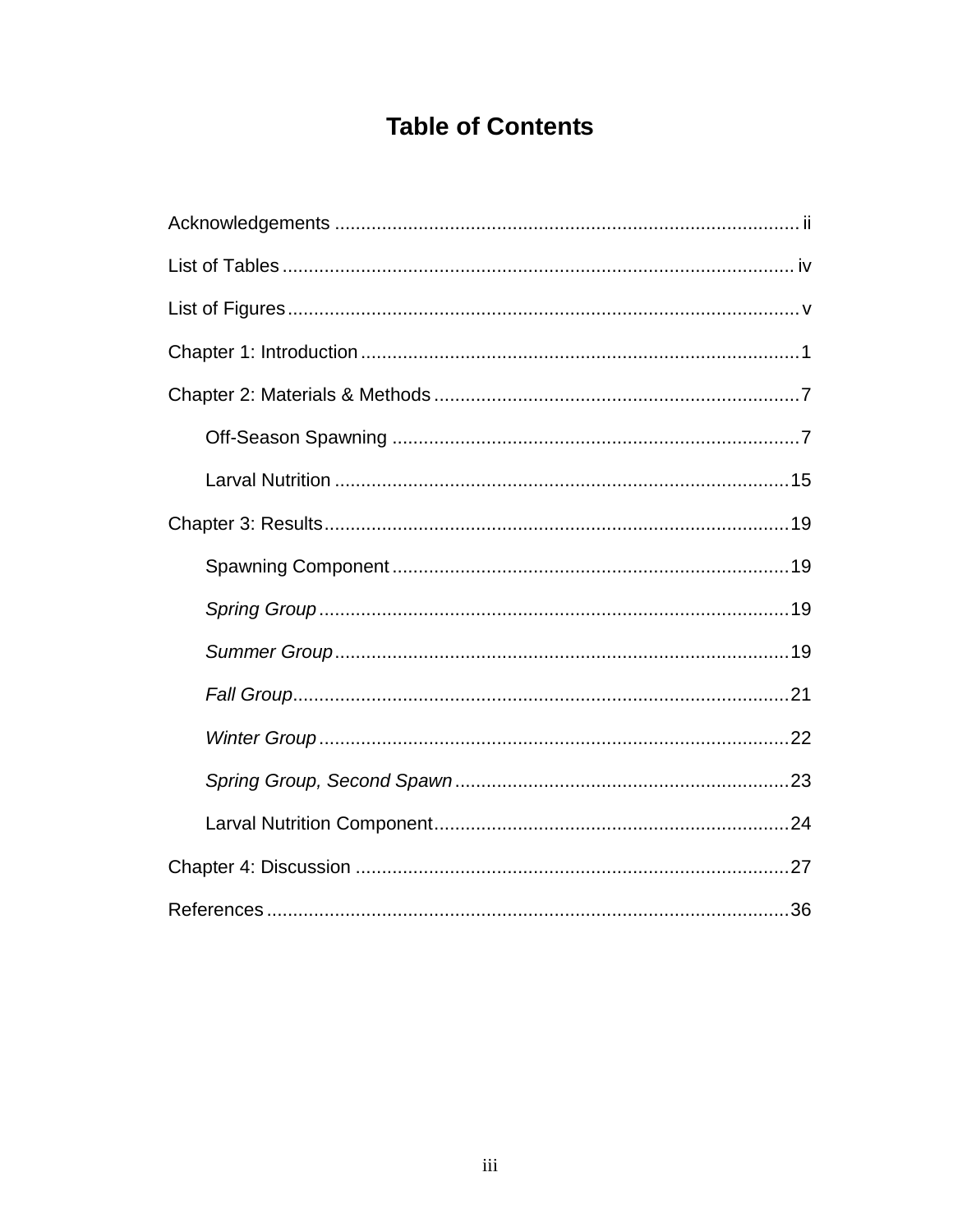# Table of Contents

Acknowledgements .......................................................................................... ii

List of Tables .................................................................................................. iv

List of Figures ................................................................................................. v

Chapter 1: Introduction .................................................................................... 1

Chapter 2: Materials & Methods ...................................................................... 7

    Off-Season Spawning .............................................................................. 7

    Larval Nutrition ........................................................................................ 15

Chapter 3: Results .......................................................................................... 19

    Spawning Component ............................................................................. 19

    *Spring Group* .......................................................................................... 19

    *Summer Group* ........................................................................................ 19

    *Fall Group* ................................................................................................ 21

    *Winter Group* ........................................................................................... 22

    *Spring Group, Second Spawn* ................................................................. 23

    Larval Nutrition Component ..................................................................... 24

Chapter 4: Discussion .................................................................................... 27

References ..................................................................................................... 36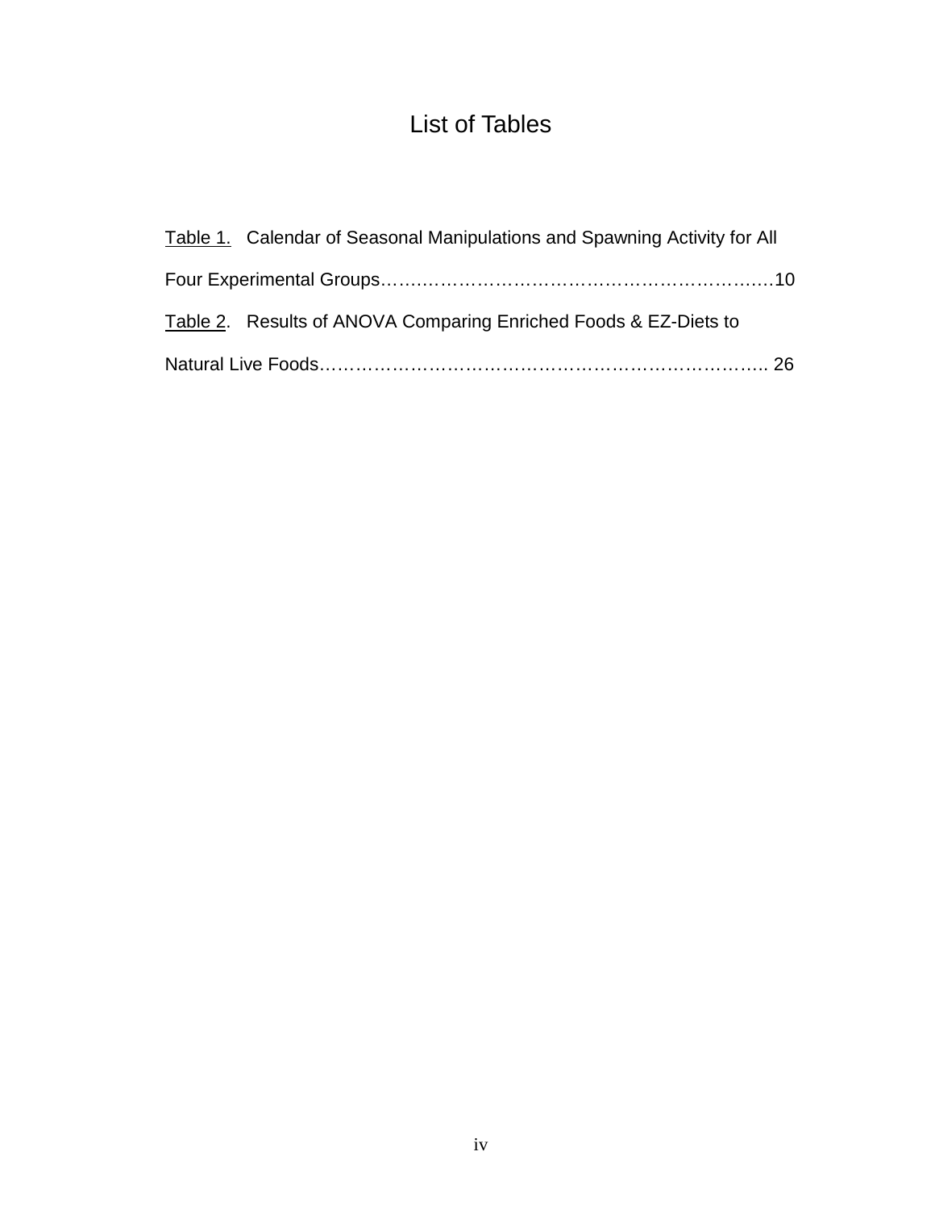# List of Tables

Table 1. Calendar of Seasonal Manipulations and Spawning Activity for All Four Experimental Groups……………………………………………………………10

Table 2. Results of ANOVA Comparing Enriched Foods & EZ-Diets to Natural Live Foods……………………………………………………………………. 26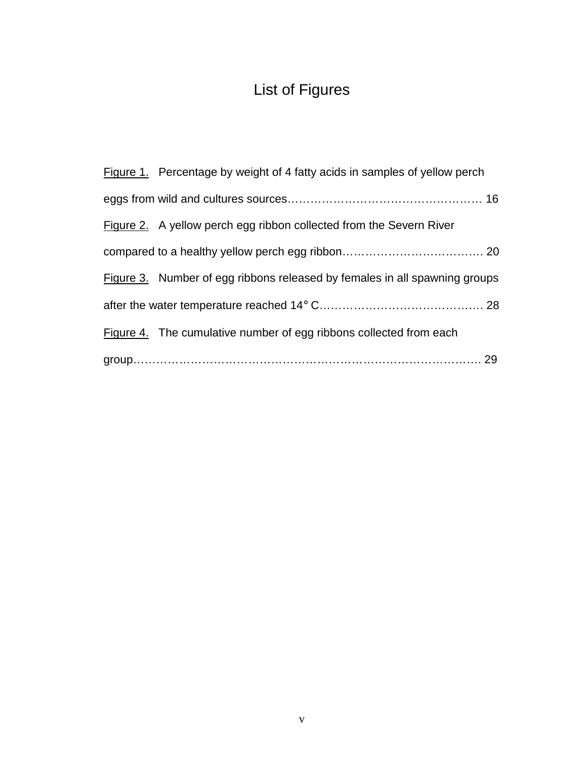# List of Figures

Figure 1. Percentage by weight of 4 fatty acids in samples of yellow perch eggs from wild and cultures sources…………………………………………… 16

Figure 2. A yellow perch egg ribbon collected from the Severn River compared to a healthy yellow perch egg ribbon………………………………. 20

Figure 3. Number of egg ribbons released by females in all spawning groups after the water temperature reached 14° C……………………………………. 28

Figure 4. The cumulative number of egg ribbons collected from each group……………………………………………………………………………. 29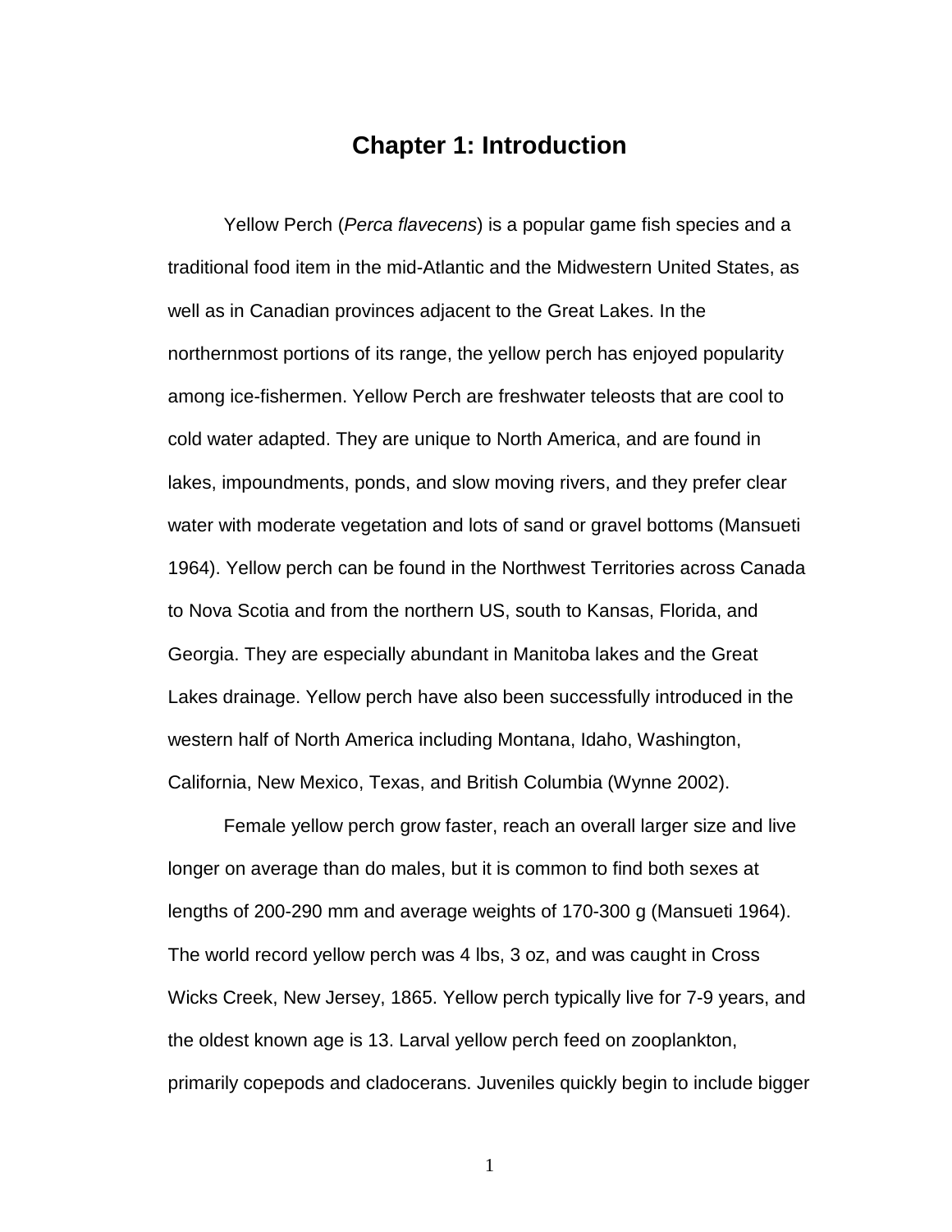# Chapter 1: Introduction

Yellow Perch (*Perca flavecens*) is a popular game fish species and a traditional food item in the mid-Atlantic and the Midwestern United States, as well as in Canadian provinces adjacent to the Great Lakes. In the northernmost portions of its range, the yellow perch has enjoyed popularity among ice-fishermen. Yellow Perch are freshwater teleosts that are cool to cold water adapted. They are unique to North America, and are found in lakes, impoundments, ponds, and slow moving rivers, and they prefer clear water with moderate vegetation and lots of sand or gravel bottoms (Mansueti 1964). Yellow perch can be found in the Northwest Territories across Canada to Nova Scotia and from the northern US, south to Kansas, Florida, and Georgia. They are especially abundant in Manitoba lakes and the Great Lakes drainage. Yellow perch have also been successfully introduced in the western half of North America including Montana, Idaho, Washington, California, New Mexico, Texas, and British Columbia (Wynne 2002).

Female yellow perch grow faster, reach an overall larger size and live longer on average than do males, but it is common to find both sexes at lengths of 200-290 mm and average weights of 170-300 g (Mansueti 1964). The world record yellow perch was 4 lbs, 3 oz, and was caught in Cross Wicks Creek, New Jersey, 1865. Yellow perch typically live for 7-9 years, and the oldest known age is 13. Larval yellow perch feed on zooplankton, primarily copepods and cladocerans. Juveniles quickly begin to include bigger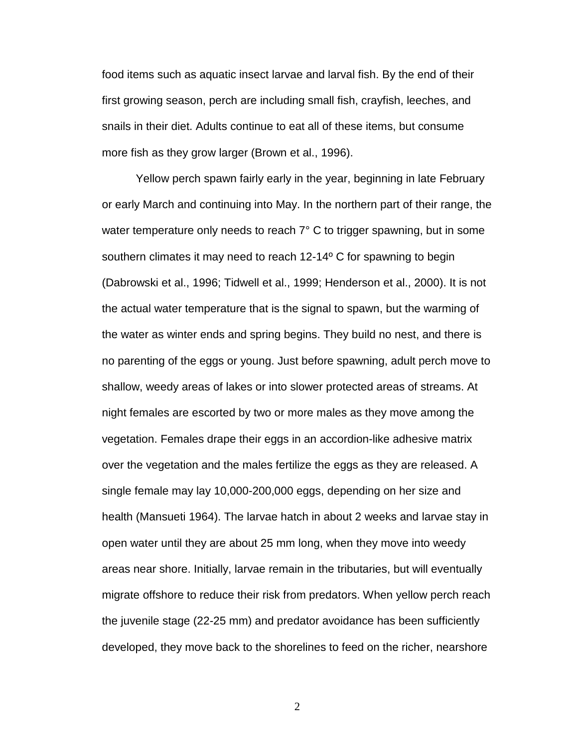food items such as aquatic insect larvae and larval fish. By the end of their first growing season, perch are including small fish, crayfish, leeches, and snails in their diet. Adults continue to eat all of these items, but consume more fish as they grow larger (Brown et al., 1996).

Yellow perch spawn fairly early in the year, beginning in late February or early March and continuing into May. In the northern part of their range, the water temperature only needs to reach 7° C to trigger spawning, but in some southern climates it may need to reach 12-14º C for spawning to begin (Dabrowski et al., 1996; Tidwell et al., 1999; Henderson et al., 2000). It is not the actual water temperature that is the signal to spawn, but the warming of the water as winter ends and spring begins. They build no nest, and there is no parenting of the eggs or young. Just before spawning, adult perch move to shallow, weedy areas of lakes or into slower protected areas of streams. At night females are escorted by two or more males as they move among the vegetation. Females drape their eggs in an accordion-like adhesive matrix over the vegetation and the males fertilize the eggs as they are released. A single female may lay 10,000-200,000 eggs, depending on her size and health (Mansueti 1964). The larvae hatch in about 2 weeks and larvae stay in open water until they are about 25 mm long, when they move into weedy areas near shore. Initially, larvae remain in the tributaries, but will eventually migrate offshore to reduce their risk from predators. When yellow perch reach the juvenile stage (22-25 mm) and predator avoidance has been sufficiently developed, they move back to the shorelines to feed on the richer, nearshore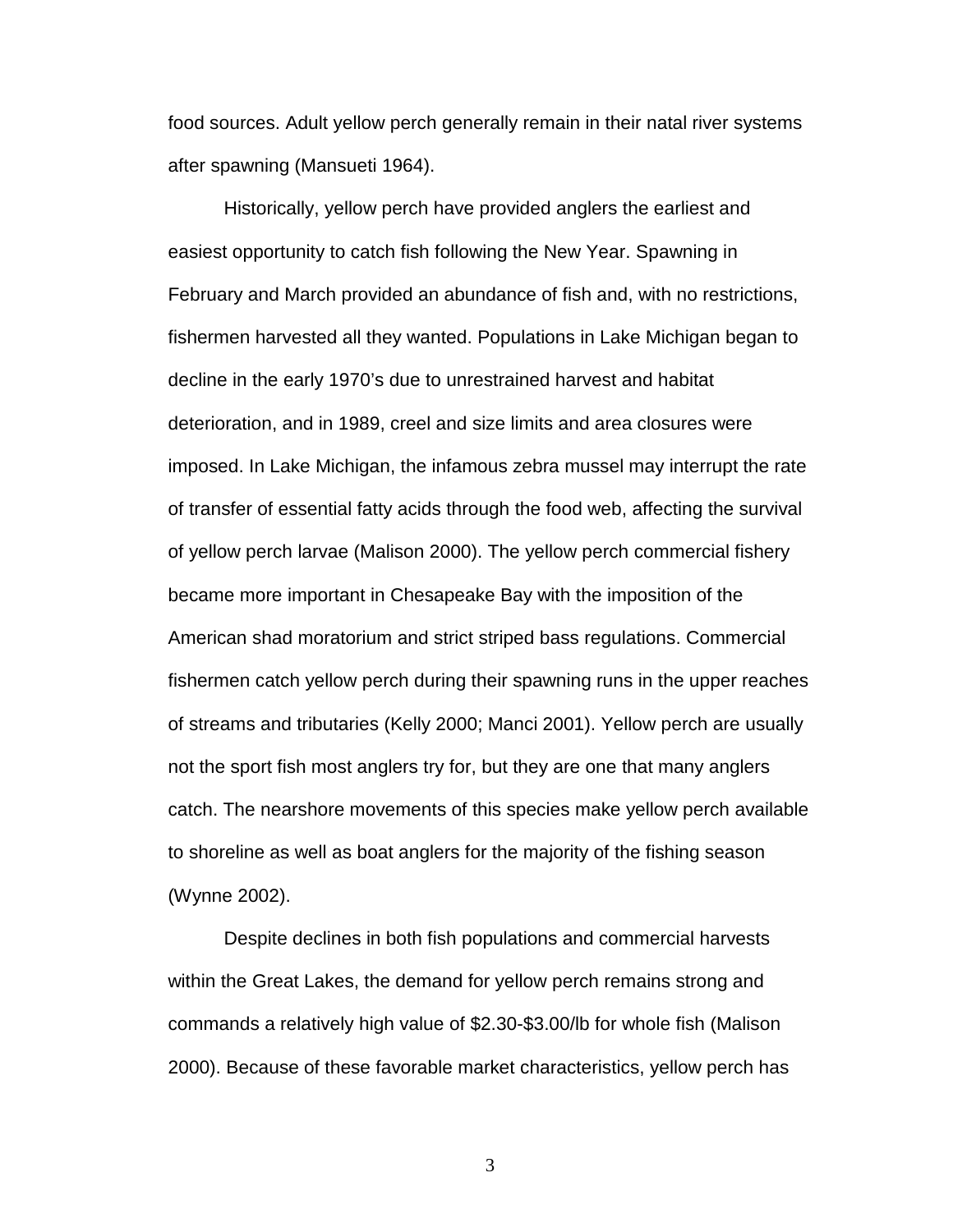food sources. Adult yellow perch generally remain in their natal river systems after spawning (Mansueti 1964).

Historically, yellow perch have provided anglers the earliest and easiest opportunity to catch fish following the New Year. Spawning in February and March provided an abundance of fish and, with no restrictions, fishermen harvested all they wanted. Populations in Lake Michigan began to decline in the early 1970's due to unrestrained harvest and habitat deterioration, and in 1989, creel and size limits and area closures were imposed. In Lake Michigan, the infamous zebra mussel may interrupt the rate of transfer of essential fatty acids through the food web, affecting the survival of yellow perch larvae (Malison 2000). The yellow perch commercial fishery became more important in Chesapeake Bay with the imposition of the American shad moratorium and strict striped bass regulations. Commercial fishermen catch yellow perch during their spawning runs in the upper reaches of streams and tributaries (Kelly 2000; Manci 2001). Yellow perch are usually not the sport fish most anglers try for, but they are one that many anglers catch. The nearshore movements of this species make yellow perch available to shoreline as well as boat anglers for the majority of the fishing season (Wynne 2002).

Despite declines in both fish populations and commercial harvests within the Great Lakes, the demand for yellow perch remains strong and commands a relatively high value of $2.30-$3.00/lb for whole fish (Malison 2000). Because of these favorable market characteristics, yellow perch has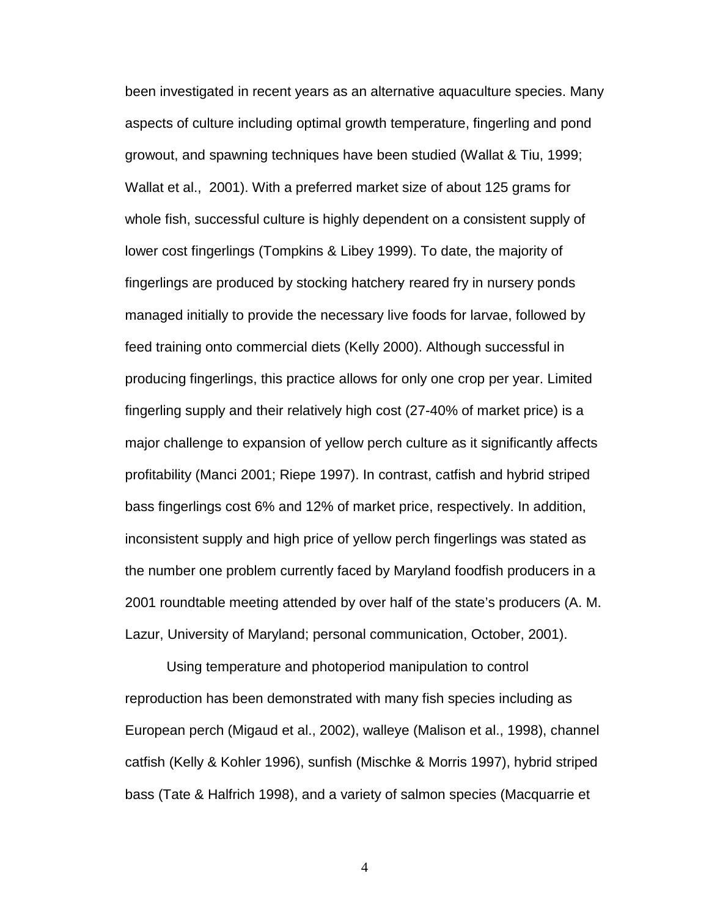been investigated in recent years as an alternative aquaculture species. Many aspects of culture including optimal growth temperature, fingerling and pond growout, and spawning techniques have been studied (Wallat & Tiu, 1999; Wallat et al., 2001). With a preferred market size of about 125 grams for whole fish, successful culture is highly dependent on a consistent supply of lower cost fingerlings (Tompkins & Libey 1999). To date, the majority of fingerlings are produced by stocking hatchery reared fry in nursery ponds managed initially to provide the necessary live foods for larvae, followed by feed training onto commercial diets (Kelly 2000). Although successful in producing fingerlings, this practice allows for only one crop per year. Limited fingerling supply and their relatively high cost (27-40% of market price) is a major challenge to expansion of yellow perch culture as it significantly affects profitability (Manci 2001; Riepe 1997). In contrast, catfish and hybrid striped bass fingerlings cost 6% and 12% of market price, respectively. In addition, inconsistent supply and high price of yellow perch fingerlings was stated as the number one problem currently faced by Maryland foodfish producers in a 2001 roundtable meeting attended by over half of the state's producers (A. M. Lazur, University of Maryland; personal communication, October, 2001).

Using temperature and photoperiod manipulation to control reproduction has been demonstrated with many fish species including as European perch (Migaud et al., 2002), walleye (Malison et al., 1998), channel catfish (Kelly & Kohler 1996), sunfish (Mischke & Morris 1997), hybrid striped bass (Tate & Halfrich 1998), and a variety of salmon species (Macquarrie et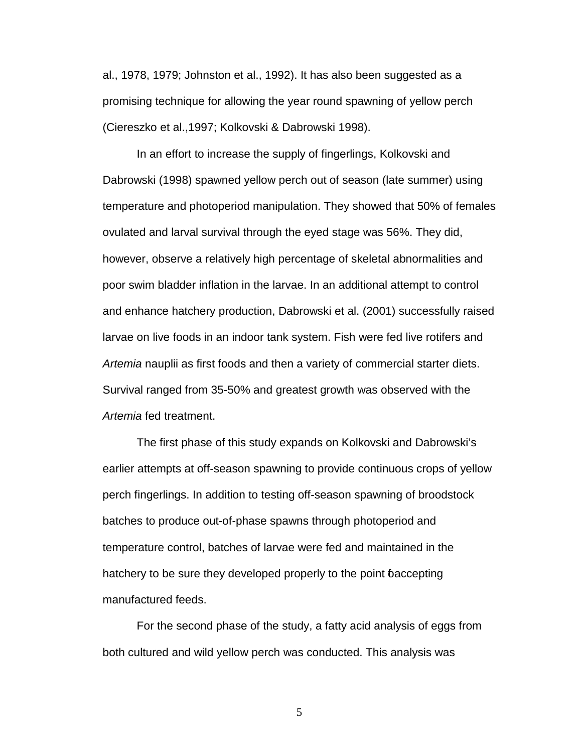al., 1978, 1979; Johnston et al., 1992). It has also been suggested as a promising technique for allowing the year round spawning of yellow perch (Ciereszko et al.,1997; Kolkovski & Dabrowski 1998).

In an effort to increase the supply of fingerlings, Kolkovski and Dabrowski (1998) spawned yellow perch out of season (late summer) using temperature and photoperiod manipulation. They showed that 50% of females ovulated and larval survival through the eyed stage was 56%. They did, however, observe a relatively high percentage of skeletal abnormalities and poor swim bladder inflation in the larvae. In an additional attempt to control and enhance hatchery production, Dabrowski et al. (2001) successfully raised larvae on live foods in an indoor tank system. Fish were fed live rotifers and *Artemia* nauplii as first foods and then a variety of commercial starter diets. Survival ranged from 35-50% and greatest growth was observed with the *Artemia* fed treatment.

The first phase of this study expands on Kolkovski and Dabrowski's earlier attempts at off-season spawning to provide continuous crops of yellow perch fingerlings. In addition to testing off-season spawning of broodstock batches to produce out-of-phase spawns through photoperiod and temperature control, batches of larvae were fed and maintained in the hatchery to be sure they developed properly to the point of accepting manufactured feeds.

For the second phase of the study, a fatty acid analysis of eggs from both cultured and wild yellow perch was conducted. This analysis was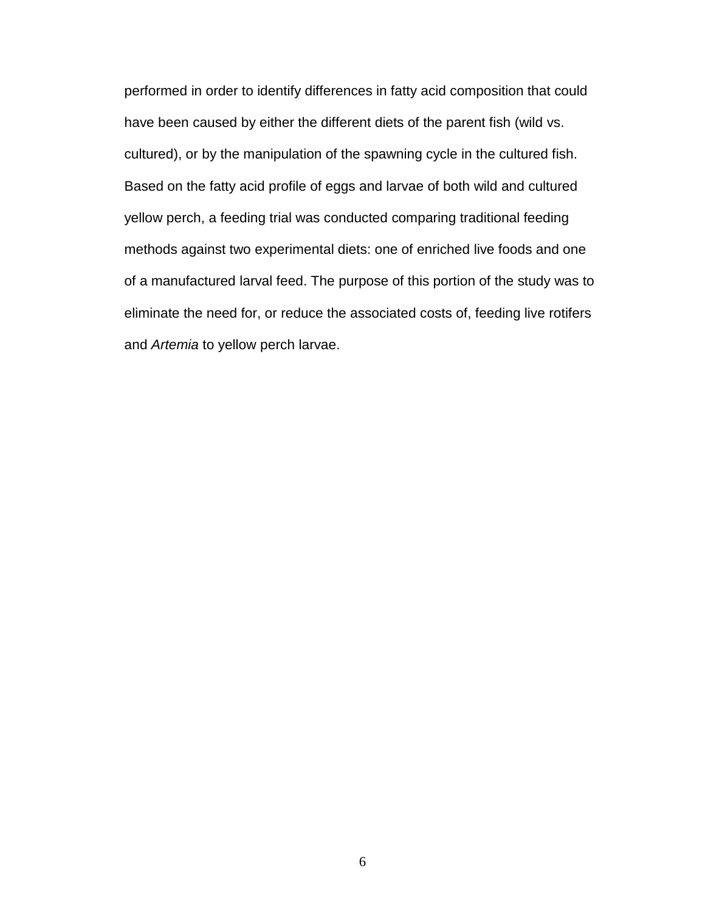performed in order to identify differences in fatty acid composition that could have been caused by either the different diets of the parent fish (wild vs. cultured), or by the manipulation of the spawning cycle in the cultured fish. Based on the fatty acid profile of eggs and larvae of both wild and cultured yellow perch, a feeding trial was conducted comparing traditional feeding methods against two experimental diets: one of enriched live foods and one of a manufactured larval feed. The purpose of this portion of the study was to eliminate the need for, or reduce the associated costs of, feeding live rotifers and *Artemia* to yellow perch larvae.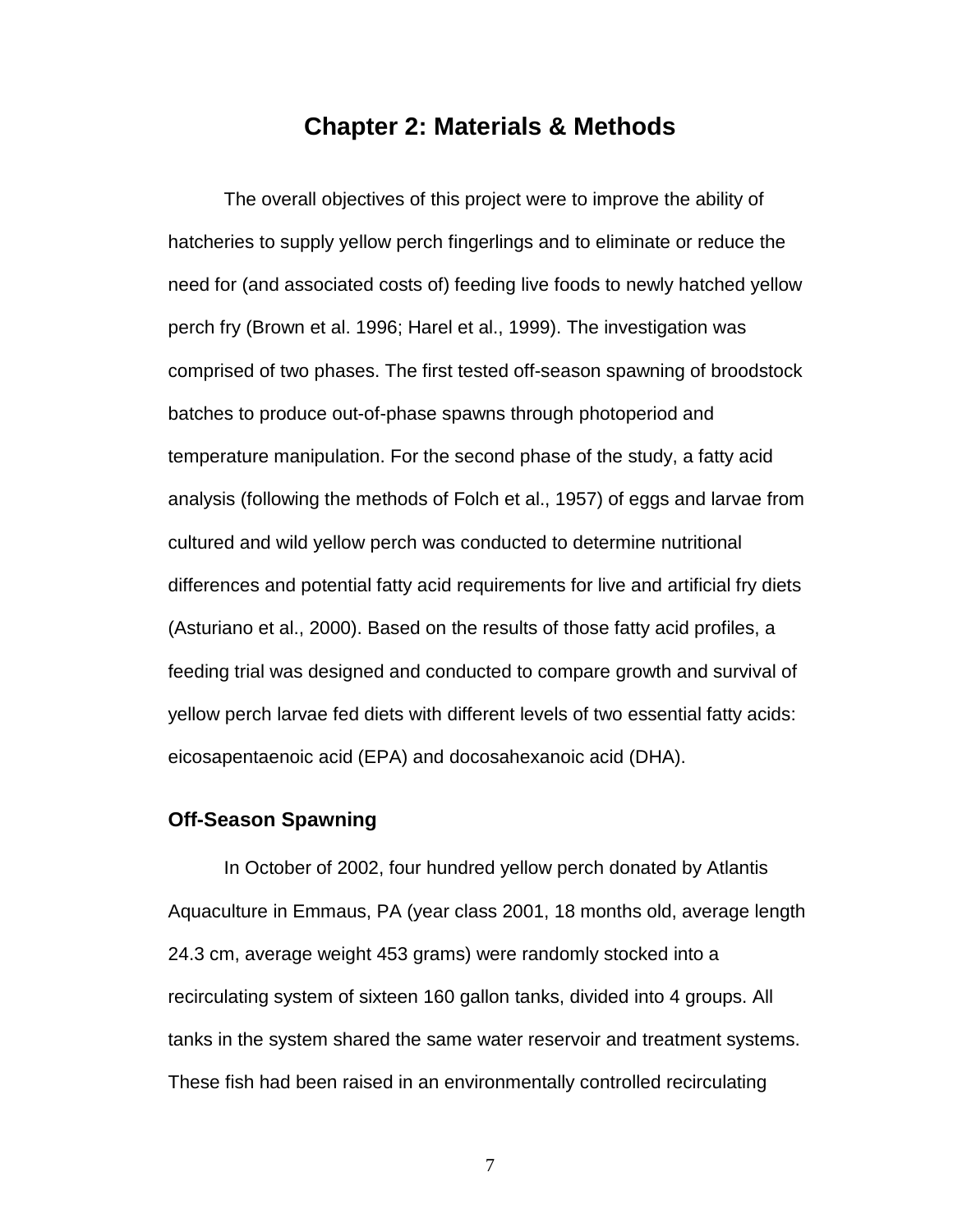# Chapter 2: Materials & Methods

The overall objectives of this project were to improve the ability of hatcheries to supply yellow perch fingerlings and to eliminate or reduce the need for (and associated costs of) feeding live foods to newly hatched yellow perch fry (Brown et al. 1996; Harel et al., 1999). The investigation was comprised of two phases. The first tested off-season spawning of broodstock batches to produce out-of-phase spawns through photoperiod and temperature manipulation. For the second phase of the study, a fatty acid analysis (following the methods of Folch et al., 1957) of eggs and larvae from cultured and wild yellow perch was conducted to determine nutritional differences and potential fatty acid requirements for live and artificial fry diets (Asturiano et al., 2000). Based on the results of those fatty acid profiles, a feeding trial was designed and conducted to compare growth and survival of yellow perch larvae fed diets with different levels of two essential fatty acids: eicosapentaenoic acid (EPA) and docosahexanoic acid (DHA).

## Off-Season Spawning

In October of 2002, four hundred yellow perch donated by Atlantis Aquaculture in Emmaus, PA (year class 2001, 18 months old, average length 24.3 cm, average weight 453 grams) were randomly stocked into a recirculating system of sixteen 160 gallon tanks, divided into 4 groups. All tanks in the system shared the same water reservoir and treatment systems. These fish had been raised in an environmentally controlled recirculating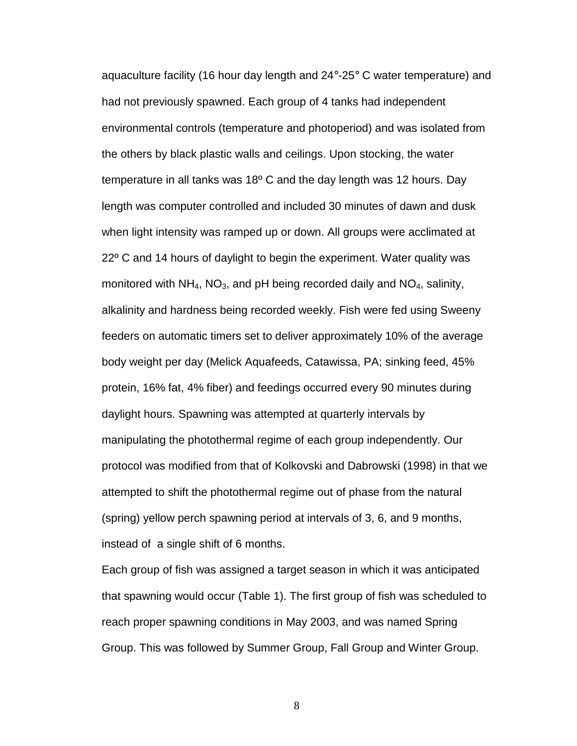aquaculture facility (16 hour day length and 24°-25° C water temperature) and had not previously spawned. Each group of 4 tanks had independent environmental controls (temperature and photoperiod) and was isolated from the others by black plastic walls and ceilings. Upon stocking, the water temperature in all tanks was 18º C and the day length was 12 hours. Day length was computer controlled and included 30 minutes of dawn and dusk when light intensity was ramped up or down. All groups were acclimated at 22º C and 14 hours of daylight to begin the experiment. Water quality was monitored with $NH_4$, $NO_3$, and pH being recorded daily and $NO_4$, salinity, alkalinity and hardness being recorded weekly. Fish were fed using Sweeny feeders on automatic timers set to deliver approximately 10% of the average body weight per day (Melick Aquafeeds, Catawissa, PA; sinking feed, 45% protein, 16% fat, 4% fiber) and feedings occurred every 90 minutes during daylight hours. Spawning was attempted at quarterly intervals by manipulating the photothermal regime of each group independently. Our protocol was modified from that of Kolkovski and Dabrowski (1998) in that we attempted to shift the photothermal regime out of phase from the natural (spring) yellow perch spawning period at intervals of 3, 6, and 9 months, instead of a single shift of 6 months.

Each group of fish was assigned a target season in which it was anticipated that spawning would occur (Table 1). The first group of fish was scheduled to reach proper spawning conditions in May 2003, and was named Spring Group. This was followed by Summer Group, Fall Group and Winter Group.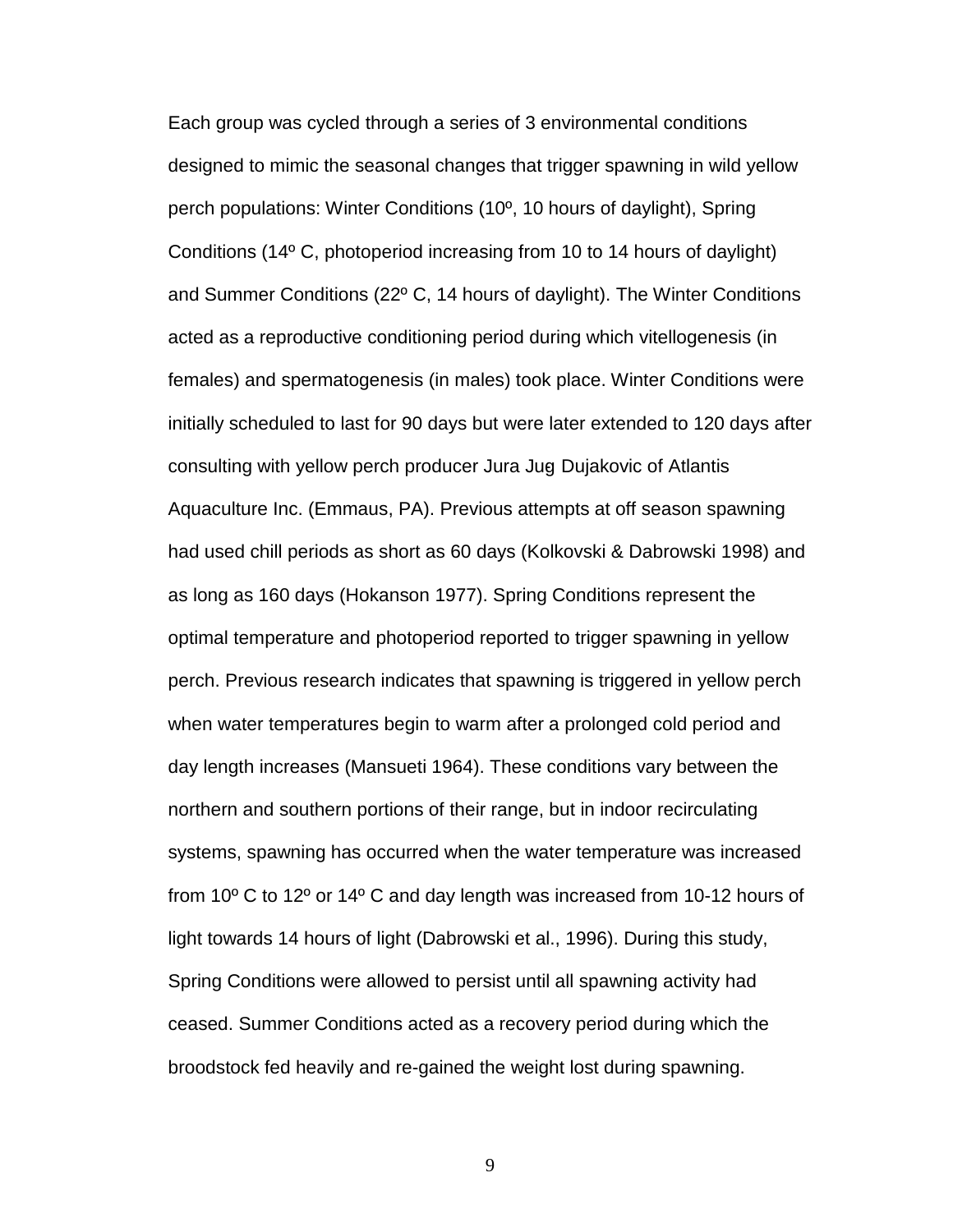Each group was cycled through a series of 3 environmental conditions designed to mimic the seasonal changes that trigger spawning in wild yellow perch populations: Winter Conditions (10º, 10 hours of daylight), Spring Conditions (14º C, photoperiod increasing from 10 to 14 hours of daylight) and Summer Conditions (22º C, 14 hours of daylight). The Winter Conditions acted as a reproductive conditioning period during which vitellogenesis (in females) and spermatogenesis (in males) took place. Winter Conditions were initially scheduled to last for 90 days but were later extended to 120 days after consulting with yellow perch producer Jura Jug Dujakovic of Atlantis Aquaculture Inc. (Emmaus, PA). Previous attempts at off season spawning had used chill periods as short as 60 days (Kolkovski & Dabrowski 1998) and as long as 160 days (Hokanson 1977). Spring Conditions represent the optimal temperature and photoperiod reported to trigger spawning in yellow perch. Previous research indicates that spawning is triggered in yellow perch when water temperatures begin to warm after a prolonged cold period and day length increases (Mansueti 1964). These conditions vary between the northern and southern portions of their range, but in indoor recirculating systems, spawning has occurred when the water temperature was increased from 10º C to 12º or 14º C and day length was increased from 10-12 hours of light towards 14 hours of light (Dabrowski et al., 1996). During this study, Spring Conditions were allowed to persist until all spawning activity had ceased. Summer Conditions acted as a recovery period during which the broodstock fed heavily and re-gained the weight lost during spawning.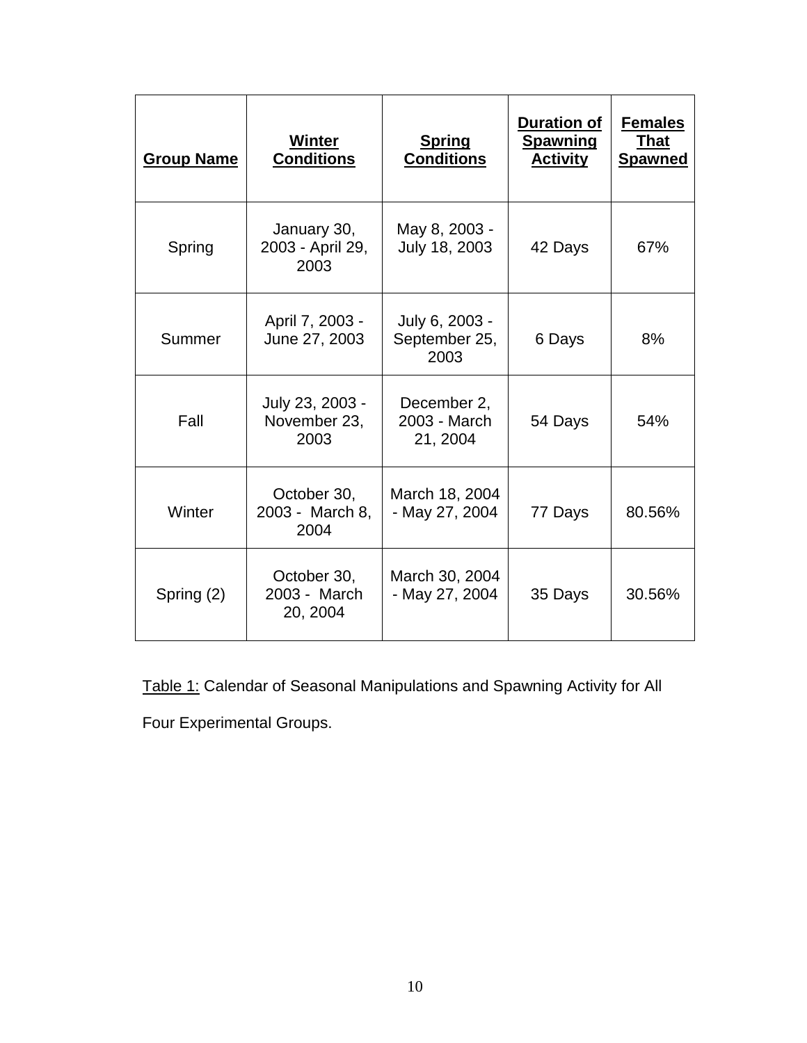| Group Name | Winter Conditions | Spring Conditions | Duration of Spawning Activity | Females That Spawned |
|---|---|---|---|---|
| Spring | January 30, 2003 - April 29, 2003 | May 8, 2003 - July 18, 2003 | 42 Days | 67% |
| Summer | April 7, 2003 - June 27, 2003 | July 6, 2003 - September 25, 2003 | 6 Days | 8% |
| Fall | July 23, 2003 - November 23, 2003 | December 2, 2003 - March 21, 2004 | 54 Days | 54% |
| Winter | October 30, 2003 - March 8, 2004 | March 18, 2004 - May 27, 2004 | 77 Days | 80.56% |
| Spring (2) | October 30, 2003 - March 20, 2004 | March 30, 2004 - May 27, 2004 | 35 Days | 30.56% |

Table 1: Calendar of Seasonal Manipulations and Spawning Activity for All Four Experimental Groups.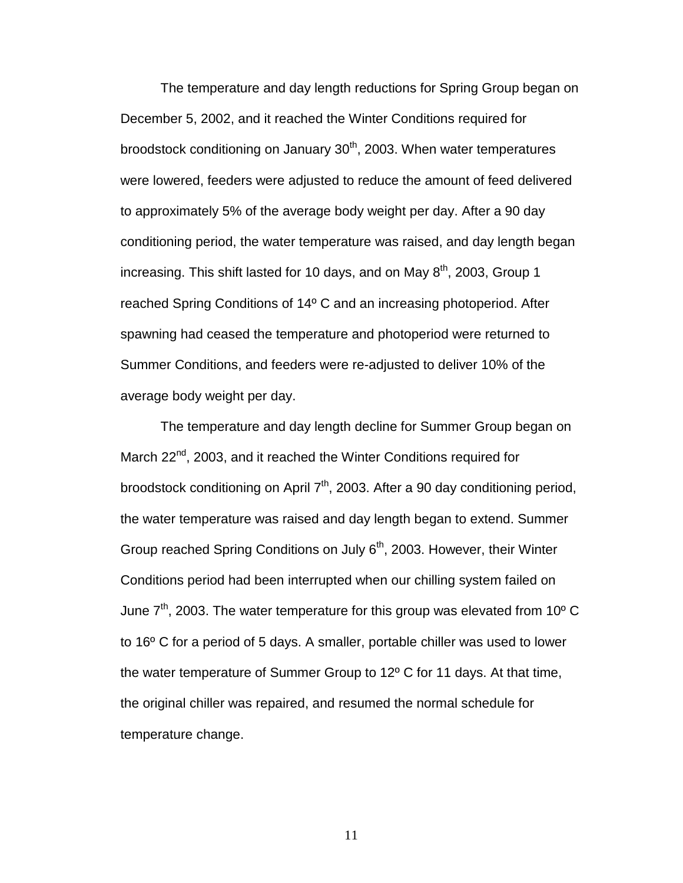The temperature and day length reductions for Spring Group began on December 5, 2002, and it reached the Winter Conditions required for broodstock conditioning on January 30th, 2003. When water temperatures were lowered, feeders were adjusted to reduce the amount of feed delivered to approximately 5% of the average body weight per day. After a 90 day conditioning period, the water temperature was raised, and day length began increasing. This shift lasted for 10 days, and on May 8th, 2003, Group 1 reached Spring Conditions of 14º C and an increasing photoperiod. After spawning had ceased the temperature and photoperiod were returned to Summer Conditions, and feeders were re-adjusted to deliver 10% of the average body weight per day.

The temperature and day length decline for Summer Group began on March 22nd, 2003, and it reached the Winter Conditions required for broodstock conditioning on April 7th, 2003. After a 90 day conditioning period, the water temperature was raised and day length began to extend. Summer Group reached Spring Conditions on July 6th, 2003. However, their Winter Conditions period had been interrupted when our chilling system failed on June 7th, 2003. The water temperature for this group was elevated from 10º C to 16º C for a period of 5 days. A smaller, portable chiller was used to lower the water temperature of Summer Group to 12º C for 11 days. At that time, the original chiller was repaired, and resumed the normal schedule for temperature change.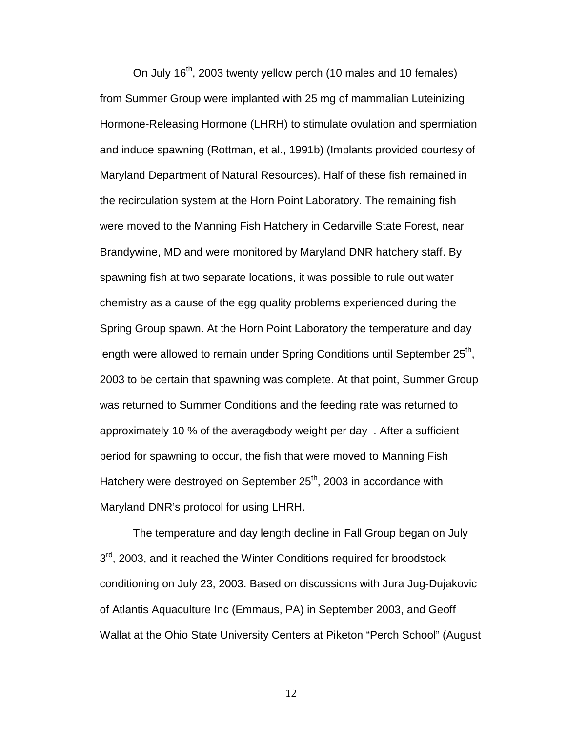On July 16th, 2003 twenty yellow perch (10 males and 10 females) from Summer Group were implanted with 25 mg of mammalian Luteinizing Hormone-Releasing Hormone (LHRH) to stimulate ovulation and spermiation and induce spawning (Rottman, et al., 1991b) (Implants provided courtesy of Maryland Department of Natural Resources). Half of these fish remained in the recirculation system at the Horn Point Laboratory. The remaining fish were moved to the Manning Fish Hatchery in Cedarville State Forest, near Brandywine, MD and were monitored by Maryland DNR hatchery staff. By spawning fish at two separate locations, it was possible to rule out water chemistry as a cause of the egg quality problems experienced during the Spring Group spawn. At the Horn Point Laboratory the temperature and day length were allowed to remain under Spring Conditions until September 25th, 2003 to be certain that spawning was complete. At that point, Summer Group was returned to Summer Conditions and the feeding rate was returned to approximately 10 % of the average body weight per day. After a sufficient period for spawning to occur, the fish that were moved to Manning Fish Hatchery were destroyed on September 25th, 2003 in accordance with Maryland DNR's protocol for using LHRH.

The temperature and day length decline in Fall Group began on July 3rd, 2003, and it reached the Winter Conditions required for broodstock conditioning on July 23, 2003. Based on discussions with Jura Jug-Dujakovic of Atlantis Aquaculture Inc (Emmaus, PA) in September 2003, and Geoff Wallat at the Ohio State University Centers at Piketon "Perch School" (August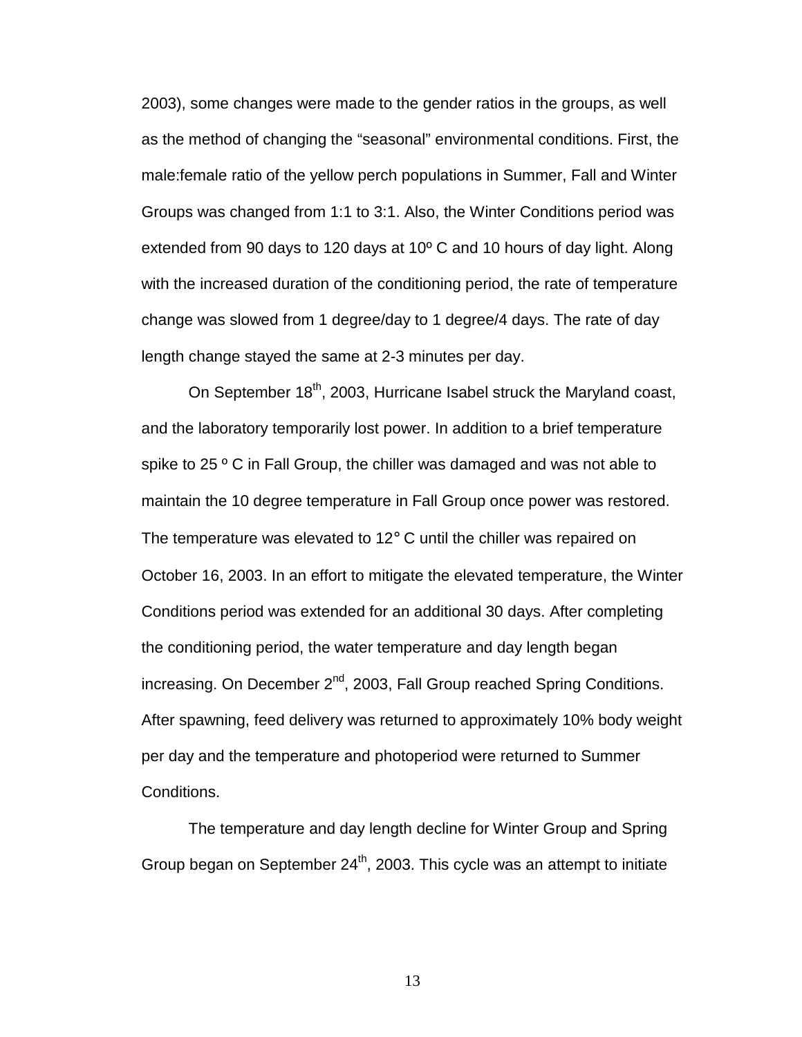2003), some changes were made to the gender ratios in the groups, as well as the method of changing the "seasonal" environmental conditions. First, the male:female ratio of the yellow perch populations in Summer, Fall and Winter Groups was changed from 1:1 to 3:1. Also, the Winter Conditions period was extended from 90 days to 120 days at 10º C and 10 hours of day light. Along with the increased duration of the conditioning period, the rate of temperature change was slowed from 1 degree/day to 1 degree/4 days. The rate of day length change stayed the same at 2-3 minutes per day.

On September 18th, 2003, Hurricane Isabel struck the Maryland coast, and the laboratory temporarily lost power. In addition to a brief temperature spike to 25 º C in Fall Group, the chiller was damaged and was not able to maintain the 10 degree temperature in Fall Group once power was restored. The temperature was elevated to 12° C until the chiller was repaired on October 16, 2003. In an effort to mitigate the elevated temperature, the Winter Conditions period was extended for an additional 30 days. After completing the conditioning period, the water temperature and day length began increasing. On December 2nd, 2003, Fall Group reached Spring Conditions. After spawning, feed delivery was returned to approximately 10% body weight per day and the temperature and photoperiod were returned to Summer Conditions.

The temperature and day length decline for Winter Group and Spring Group began on September 24th, 2003. This cycle was an attempt to initiate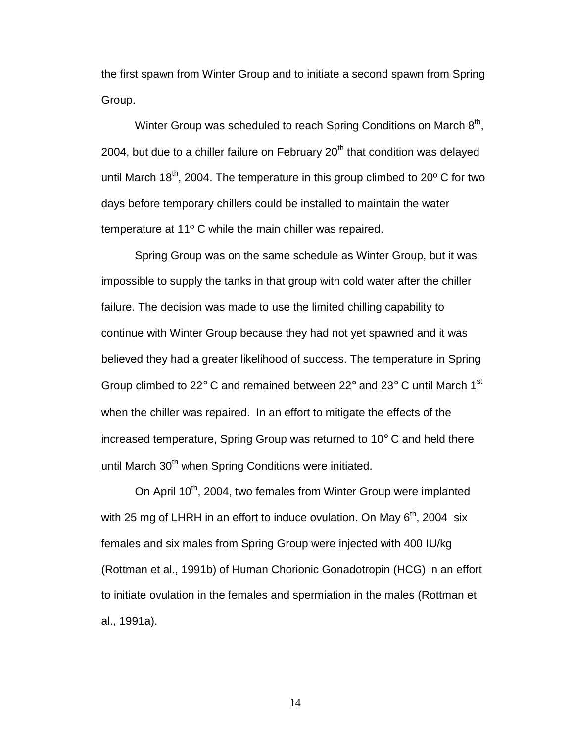the first spawn from Winter Group and to initiate a second spawn from Spring Group.

Winter Group was scheduled to reach Spring Conditions on March 8th, 2004, but due to a chiller failure on February 20th that condition was delayed until March 18th, 2004. The temperature in this group climbed to 20º C for two days before temporary chillers could be installed to maintain the water temperature at 11º C while the main chiller was repaired.

Spring Group was on the same schedule as Winter Group, but it was impossible to supply the tanks in that group with cold water after the chiller failure. The decision was made to use the limited chilling capability to continue with Winter Group because they had not yet spawned and it was believed they had a greater likelihood of success. The temperature in Spring Group climbed to 22° C and remained between 22° and 23° C until March 1st when the chiller was repaired. In an effort to mitigate the effects of the increased temperature, Spring Group was returned to 10° C and held there until March 30th when Spring Conditions were initiated.

On April 10th, 2004, two females from Winter Group were implanted with 25 mg of LHRH in an effort to induce ovulation. On May 6th, 2004 six females and six males from Spring Group were injected with 400 IU/kg (Rottman et al., 1991b) of Human Chorionic Gonadotropin (HCG) in an effort to initiate ovulation in the females and spermiation in the males (Rottman et al., 1991a).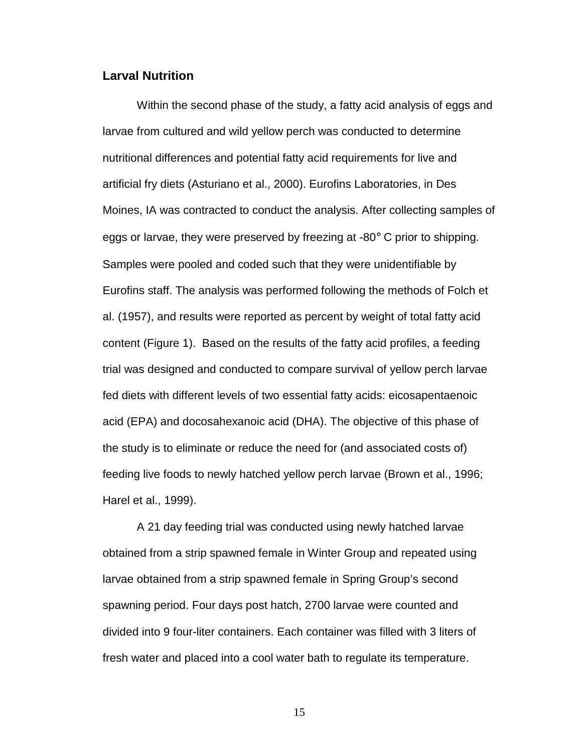## Larval Nutrition

Within the second phase of the study, a fatty acid analysis of eggs and larvae from cultured and wild yellow perch was conducted to determine nutritional differences and potential fatty acid requirements for live and artificial fry diets (Asturiano et al., 2000). Eurofins Laboratories, in Des Moines, IA was contracted to conduct the analysis. After collecting samples of eggs or larvae, they were preserved by freezing at -80° C prior to shipping. Samples were pooled and coded such that they were unidentifiable by Eurofins staff. The analysis was performed following the methods of Folch et al. (1957), and results were reported as percent by weight of total fatty acid content (Figure 1). Based on the results of the fatty acid profiles, a feeding trial was designed and conducted to compare survival of yellow perch larvae fed diets with different levels of two essential fatty acids: eicosapentaenoic acid (EPA) and docosahexanoic acid (DHA). The objective of this phase of the study is to eliminate or reduce the need for (and associated costs of) feeding live foods to newly hatched yellow perch larvae (Brown et al., 1996; Harel et al., 1999).

A 21 day feeding trial was conducted using newly hatched larvae obtained from a strip spawned female in Winter Group and repeated using larvae obtained from a strip spawned female in Spring Group's second spawning period. Four days post hatch, 2700 larvae were counted and divided into 9 four-liter containers. Each container was filled with 3 liters of fresh water and placed into a cool water bath to regulate its temperature.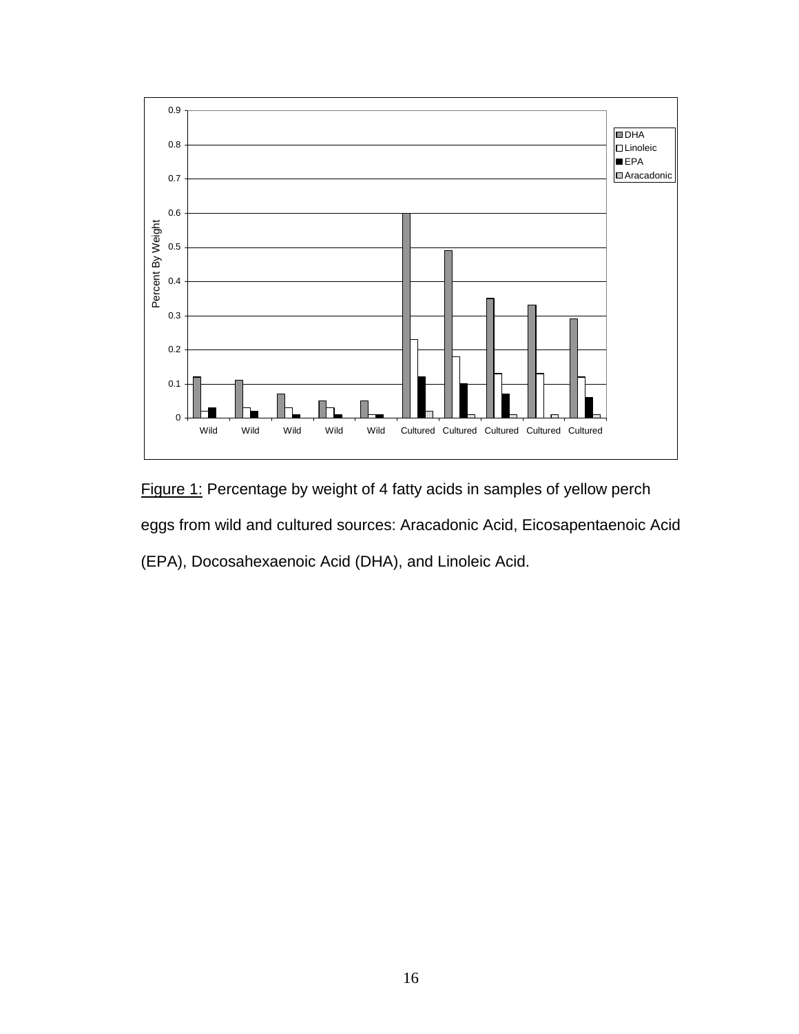Figure 1: Percentage by weight of 4 fatty acids in samples of yellow perch eggs from wild and cultured sources: Aracadonic Acid, Eicosapentaenoic Acid (EPA), Docosahexaenoic Acid (DHA), and Linoleic Acid.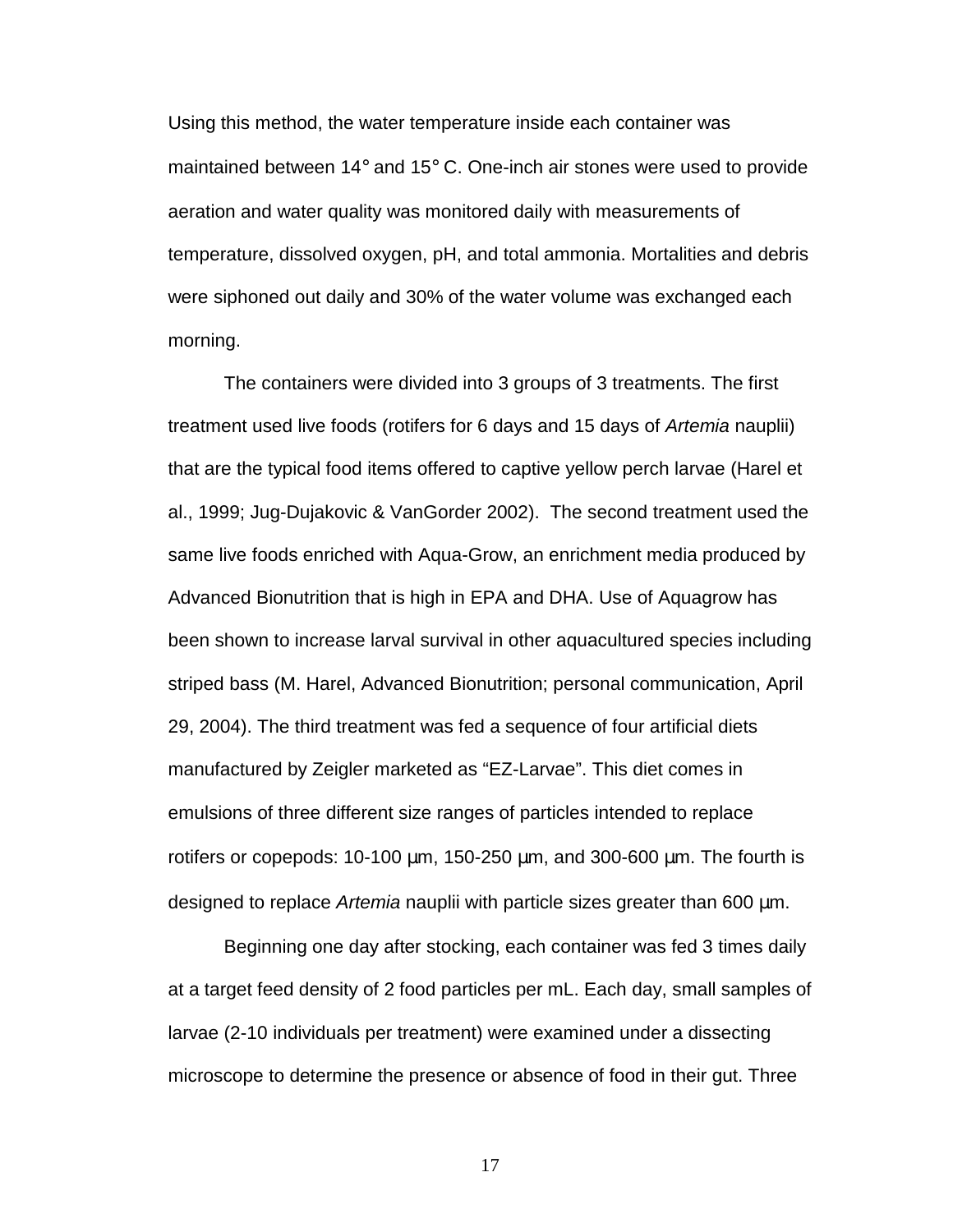Using this method, the water temperature inside each container was maintained between 14° and 15° C. One-inch air stones were used to provide aeration and water quality was monitored daily with measurements of temperature, dissolved oxygen, pH, and total ammonia. Mortalities and debris were siphoned out daily and 30% of the water volume was exchanged each morning.

The containers were divided into 3 groups of 3 treatments. The first treatment used live foods (rotifers for 6 days and 15 days of *Artemia* nauplii) that are the typical food items offered to captive yellow perch larvae (Harel et al., 1999; Jug-Dujakovic & VanGorder 2002). The second treatment used the same live foods enriched with Aqua-Grow, an enrichment media produced by Advanced Bionutrition that is high in EPA and DHA. Use of Aquagrow has been shown to increase larval survival in other aquacultured species including striped bass (M. Harel, Advanced Bionutrition; personal communication, April 29, 2004). The third treatment was fed a sequence of four artificial diets manufactured by Zeigler marketed as "EZ-Larvae". This diet comes in emulsions of three different size ranges of particles intended to replace rotifers or copepods: 10-100 µm, 150-250 µm, and 300-600 µm. The fourth is designed to replace *Artemia* nauplii with particle sizes greater than 600 µm.

Beginning one day after stocking, each container was fed 3 times daily at a target feed density of 2 food particles per mL. Each day, small samples of larvae (2-10 individuals per treatment) were examined under a dissecting microscope to determine the presence or absence of food in their gut. Three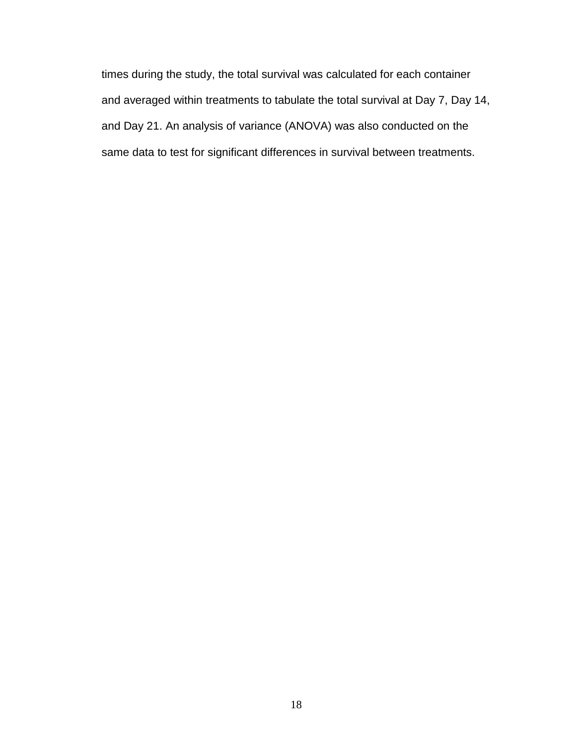times during the study, the total survival was calculated for each container and averaged within treatments to tabulate the total survival at Day 7, Day 14, and Day 21. An analysis of variance (ANOVA) was also conducted on the same data to test for significant differences in survival between treatments.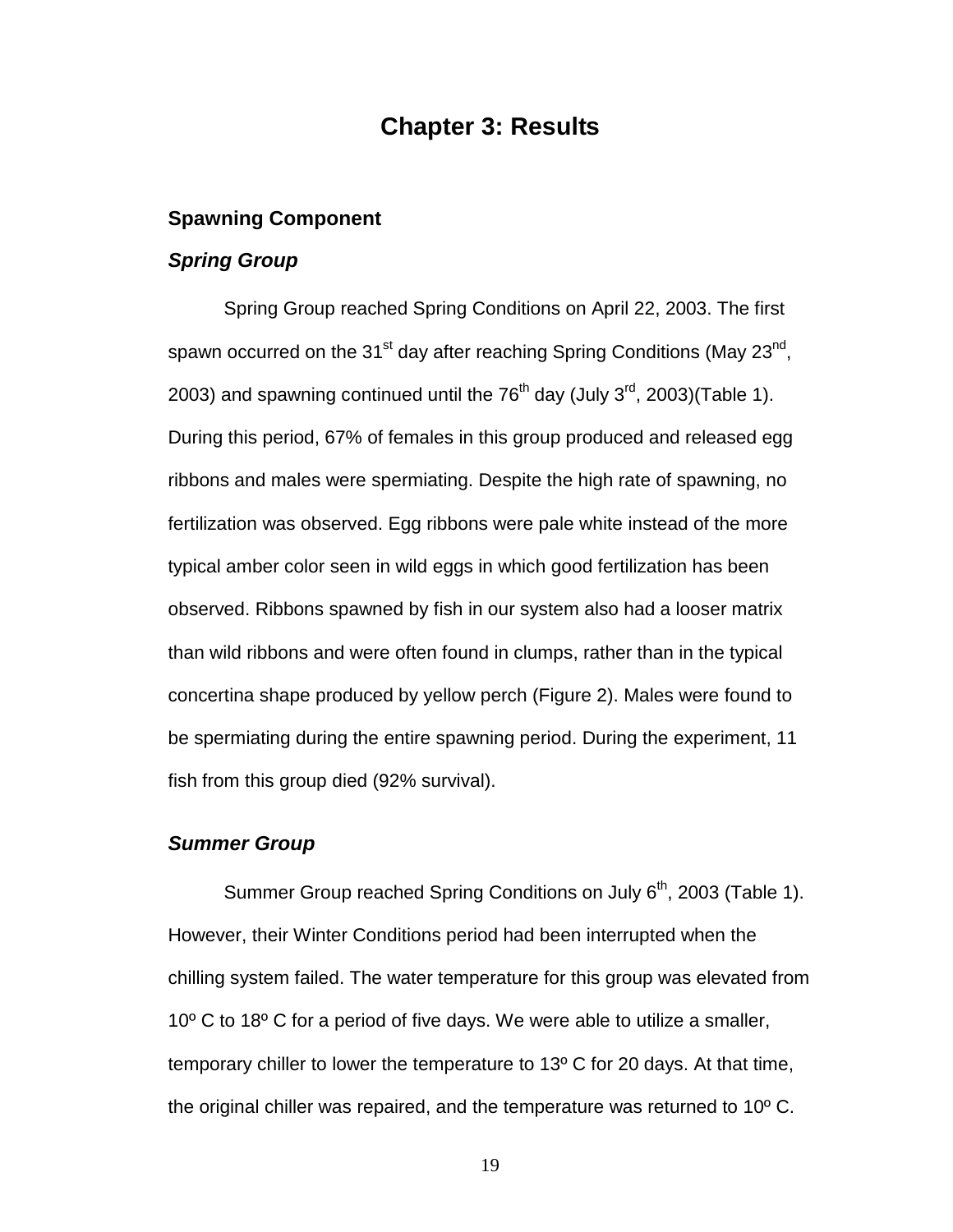# Chapter 3: Results

## Spawning Component

### *Spring Group*

Spring Group reached Spring Conditions on April 22, 2003. The first spawn occurred on the 31$^{st}$ day after reaching Spring Conditions (May 23$^{nd}$, 2003) and spawning continued until the 76$^{th}$ day (July 3$^{rd}$, 2003)(Table 1). During this period, 67% of females in this group produced and released egg ribbons and males were spermiating. Despite the high rate of spawning, no fertilization was observed. Egg ribbons were pale white instead of the more typical amber color seen in wild eggs in which good fertilization has been observed. Ribbons spawned by fish in our system also had a looser matrix than wild ribbons and were often found in clumps, rather than in the typical concertina shape produced by yellow perch (Figure 2). Males were found to be spermiating during the entire spawning period. During the experiment, 11 fish from this group died (92% survival).

### *Summer Group*

Summer Group reached Spring Conditions on July 6$^{th}$, 2003 (Table 1). However, their Winter Conditions period had been interrupted when the chilling system failed. The water temperature for this group was elevated from 10º C to 18º C for a period of five days. We were able to utilize a smaller, temporary chiller to lower the temperature to 13º C for 20 days. At that time, the original chiller was repaired, and the temperature was returned to 10º C.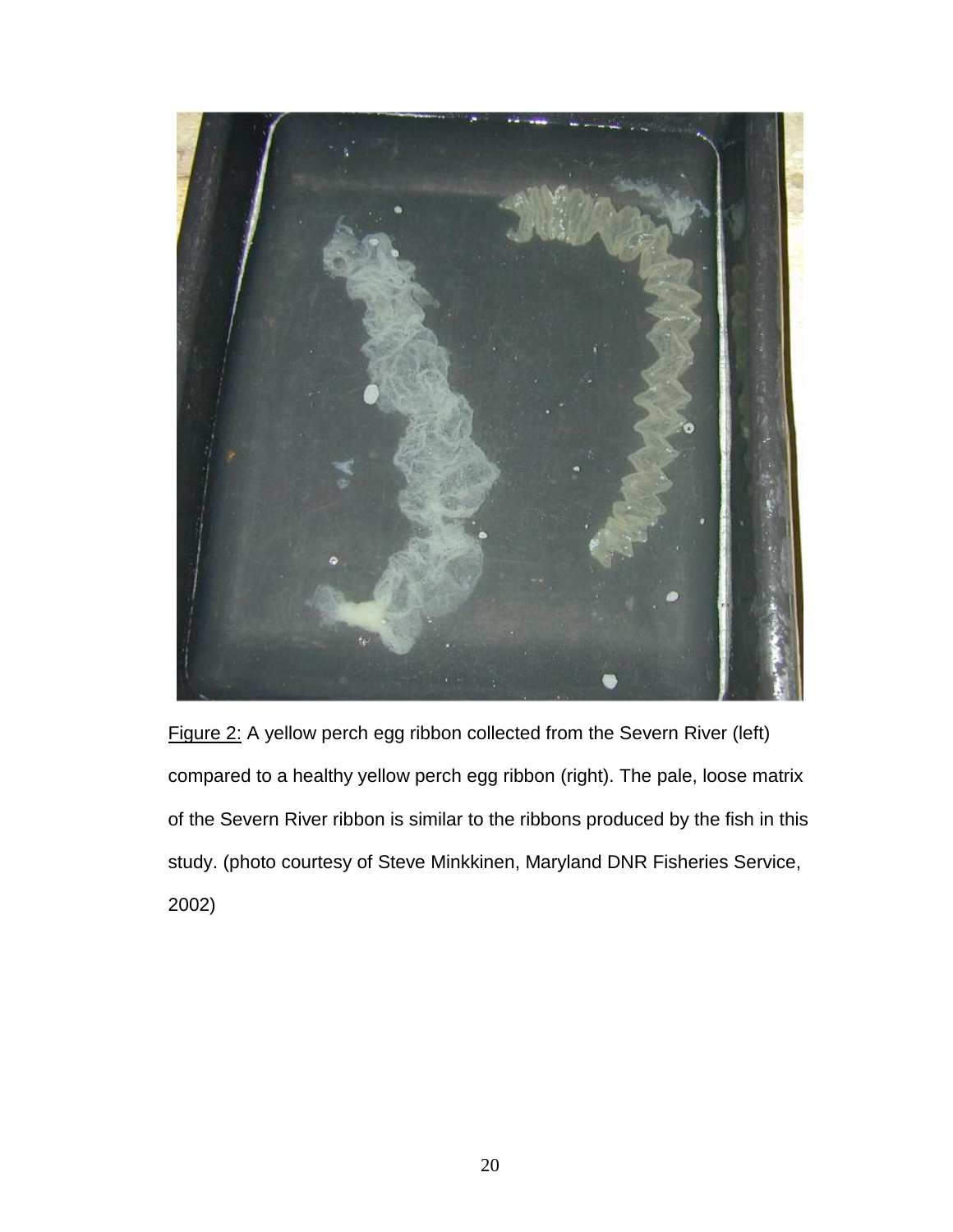Figure 2: A yellow perch egg ribbon collected from the Severn River (left) compared to a healthy yellow perch egg ribbon (right). The pale, loose matrix of the Severn River ribbon is similar to the ribbons produced by the fish in this study. (photo courtesy of Steve Minkkinen, Maryland DNR Fisheries Service, 2002)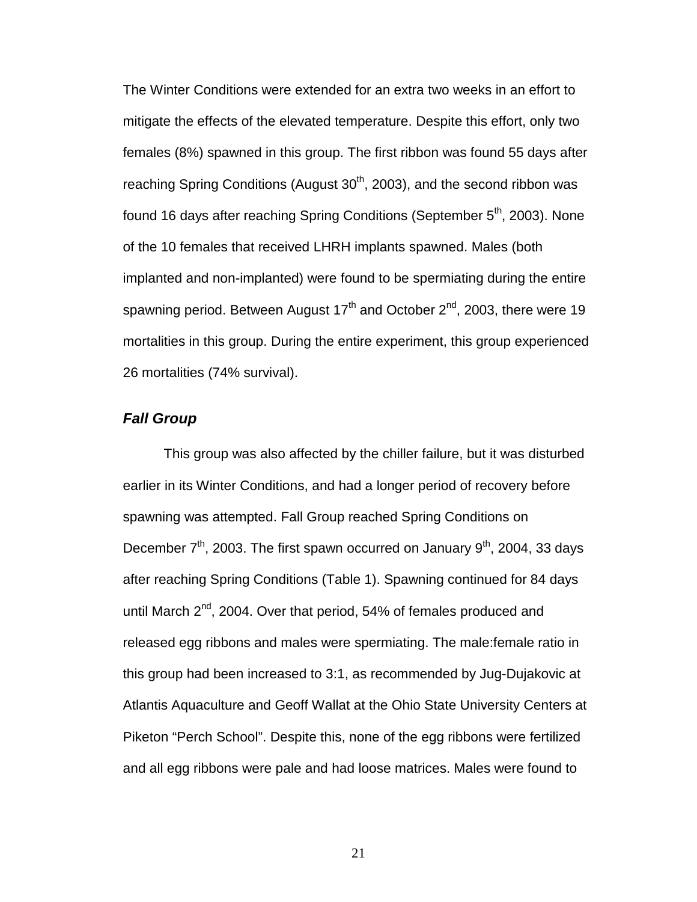The Winter Conditions were extended for an extra two weeks in an effort to mitigate the effects of the elevated temperature. Despite this effort, only two females (8%) spawned in this group. The first ribbon was found 55 days after reaching Spring Conditions (August 30$^{th}$, 2003), and the second ribbon was found 16 days after reaching Spring Conditions (September 5$^{th}$, 2003). None of the 10 females that received LHRH implants spawned. Males (both implanted and non-implanted) were found to be spermiating during the entire spawning period. Between August 17$^{th}$ and October 2$^{nd}$, 2003, there were 19 mortalities in this group. During the entire experiment, this group experienced 26 mortalities (74% survival).

### *Fall Group*

This group was also affected by the chiller failure, but it was disturbed earlier in its Winter Conditions, and had a longer period of recovery before spawning was attempted. Fall Group reached Spring Conditions on December 7$^{th}$, 2003. The first spawn occurred on January 9$^{th}$, 2004, 33 days after reaching Spring Conditions (Table 1). Spawning continued for 84 days until March 2$^{nd}$, 2004. Over that period, 54% of females produced and released egg ribbons and males were spermiating. The male:female ratio in this group had been increased to 3:1, as recommended by Jug-Dujakovic at Atlantis Aquaculture and Geoff Wallat at the Ohio State University Centers at Piketon "Perch School". Despite this, none of the egg ribbons were fertilized and all egg ribbons were pale and had loose matrices. Males were found to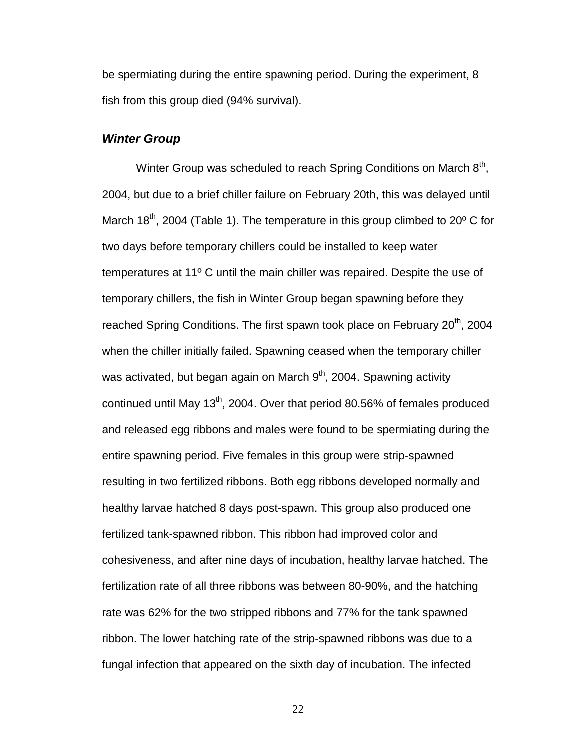be spermiating during the entire spawning period. During the experiment, 8 fish from this group died (94% survival).

### *Winter Group*

Winter Group was scheduled to reach Spring Conditions on March 8$^{th}$, 2004, but due to a brief chiller failure on February 20th, this was delayed until March 18$^{th}$, 2004 (Table 1). The temperature in this group climbed to 20º C for two days before temporary chillers could be installed to keep water temperatures at 11º C until the main chiller was repaired. Despite the use of temporary chillers, the fish in Winter Group began spawning before they reached Spring Conditions. The first spawn took place on February 20$^{th}$, 2004 when the chiller initially failed. Spawning ceased when the temporary chiller was activated, but began again on March 9$^{th}$, 2004. Spawning activity continued until May 13$^{th}$, 2004. Over that period 80.56% of females produced and released egg ribbons and males were found to be spermiating during the entire spawning period. Five females in this group were strip-spawned resulting in two fertilized ribbons. Both egg ribbons developed normally and healthy larvae hatched 8 days post-spawn. This group also produced one fertilized tank-spawned ribbon. This ribbon had improved color and cohesiveness, and after nine days of incubation, healthy larvae hatched. The fertilization rate of all three ribbons was between 80-90%, and the hatching rate was 62% for the two stripped ribbons and 77% for the tank spawned ribbon. The lower hatching rate of the strip-spawned ribbons was due to a fungal infection that appeared on the sixth day of incubation. The infected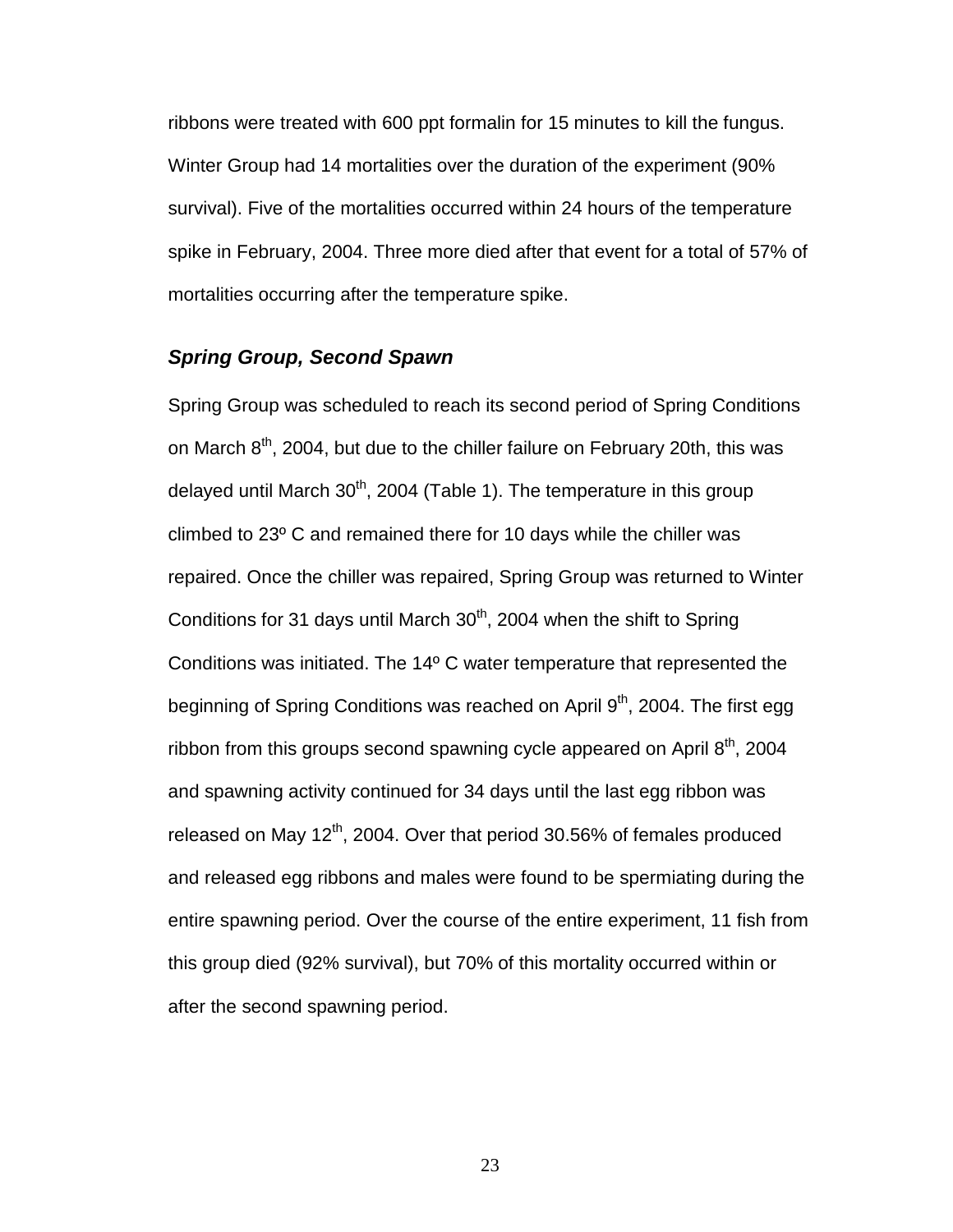ribbons were treated with 600 ppt formalin for 15 minutes to kill the fungus. Winter Group had 14 mortalities over the duration of the experiment (90% survival). Five of the mortalities occurred within 24 hours of the temperature spike in February, 2004. Three more died after that event for a total of 57% of mortalities occurring after the temperature spike.

### *Spring Group, Second Spawn*

Spring Group was scheduled to reach its second period of Spring Conditions on March 8$^{th}$, 2004, but due to the chiller failure on February 20th, this was delayed until March 30$^{th}$, 2004 (Table 1). The temperature in this group climbed to 23º C and remained there for 10 days while the chiller was repaired. Once the chiller was repaired, Spring Group was returned to Winter Conditions for 31 days until March 30$^{th}$, 2004 when the shift to Spring Conditions was initiated. The 14º C water temperature that represented the beginning of Spring Conditions was reached on April 9$^{th}$, 2004. The first egg ribbon from this groups second spawning cycle appeared on April 8$^{th}$, 2004 and spawning activity continued for 34 days until the last egg ribbon was released on May 12$^{th}$, 2004. Over that period 30.56% of females produced and released egg ribbons and males were found to be spermiating during the entire spawning period. Over the course of the entire experiment, 11 fish from this group died (92% survival), but 70% of this mortality occurred within or after the second spawning period.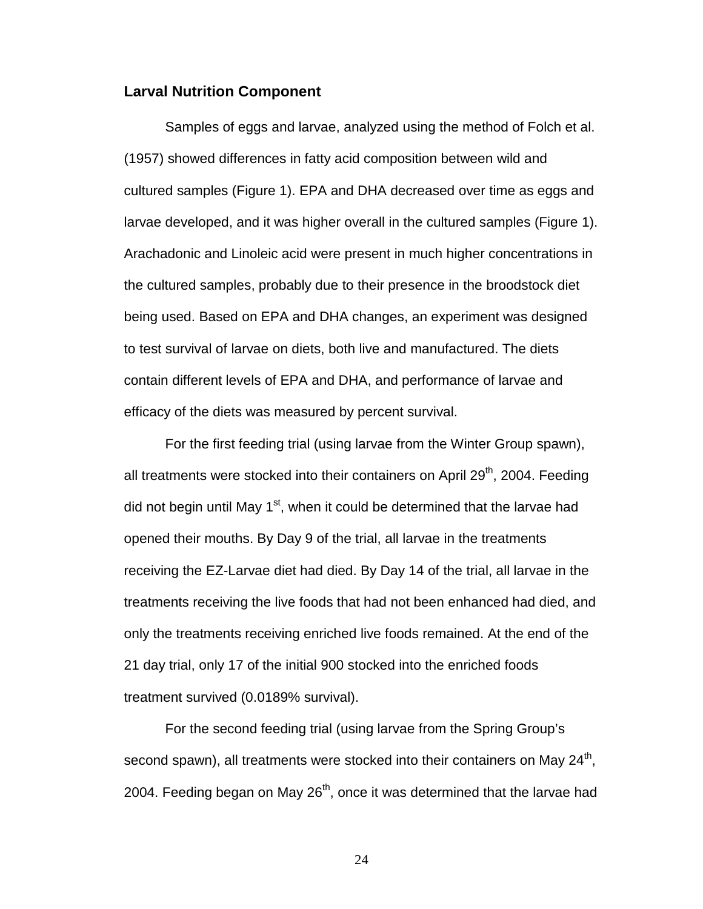## Larval Nutrition Component

Samples of eggs and larvae, analyzed using the method of Folch et al. (1957) showed differences in fatty acid composition between wild and cultured samples (Figure 1). EPA and DHA decreased over time as eggs and larvae developed, and it was higher overall in the cultured samples (Figure 1). Arachadonic and Linoleic acid were present in much higher concentrations in the cultured samples, probably due to their presence in the broodstock diet being used. Based on EPA and DHA changes, an experiment was designed to test survival of larvae on diets, both live and manufactured. The diets contain different levels of EPA and DHA, and performance of larvae and efficacy of the diets was measured by percent survival.

For the first feeding trial (using larvae from the Winter Group spawn), all treatments were stocked into their containers on April 29th, 2004. Feeding did not begin until May 1st, when it could be determined that the larvae had opened their mouths. By Day 9 of the trial, all larvae in the treatments receiving the EZ-Larvae diet had died. By Day 14 of the trial, all larvae in the treatments receiving the live foods that had not been enhanced had died, and only the treatments receiving enriched live foods remained. At the end of the 21 day trial, only 17 of the initial 900 stocked into the enriched foods treatment survived (0.0189% survival).

For the second feeding trial (using larvae from the Spring Group's second spawn), all treatments were stocked into their containers on May 24th, 2004. Feeding began on May 26th, once it was determined that the larvae had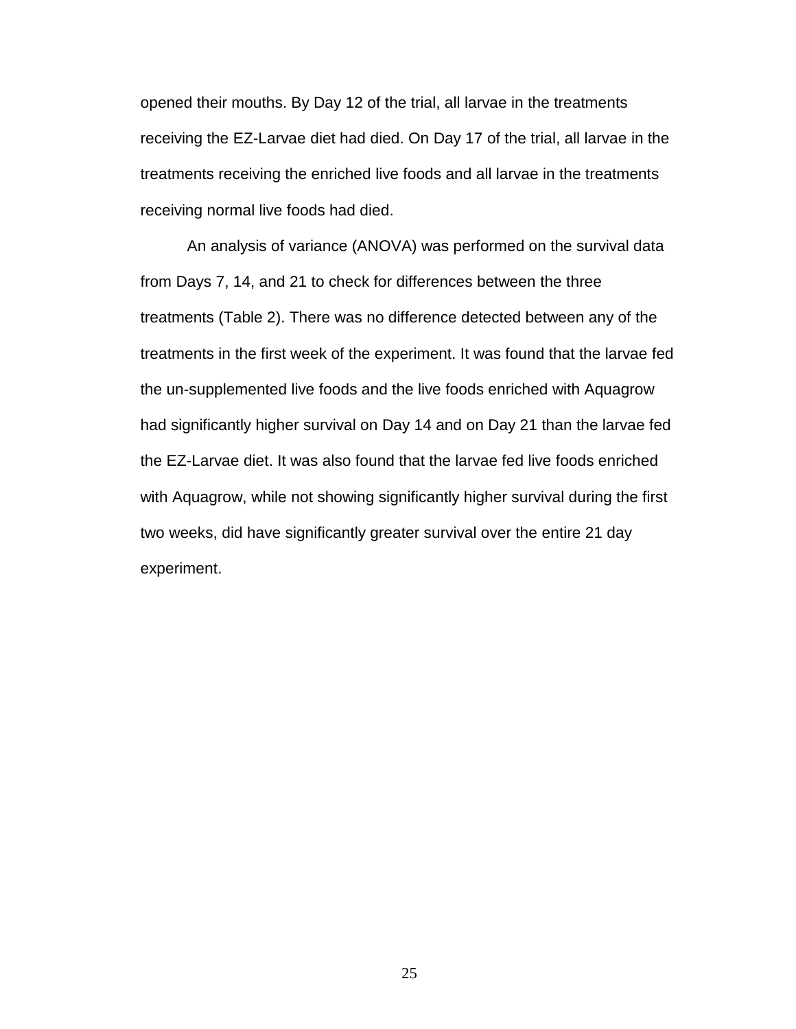opened their mouths. By Day 12 of the trial, all larvae in the treatments receiving the EZ-Larvae diet had died. On Day 17 of the trial, all larvae in the treatments receiving the enriched live foods and all larvae in the treatments receiving normal live foods had died.

An analysis of variance (ANOVA) was performed on the survival data from Days 7, 14, and 21 to check for differences between the three treatments (Table 2). There was no difference detected between any of the treatments in the first week of the experiment. It was found that the larvae fed the un-supplemented live foods and the live foods enriched with Aquagrow had significantly higher survival on Day 14 and on Day 21 than the larvae fed the EZ-Larvae diet. It was also found that the larvae fed live foods enriched with Aquagrow, while not showing significantly higher survival during the first two weeks, did have significantly greater survival over the entire 21 day experiment.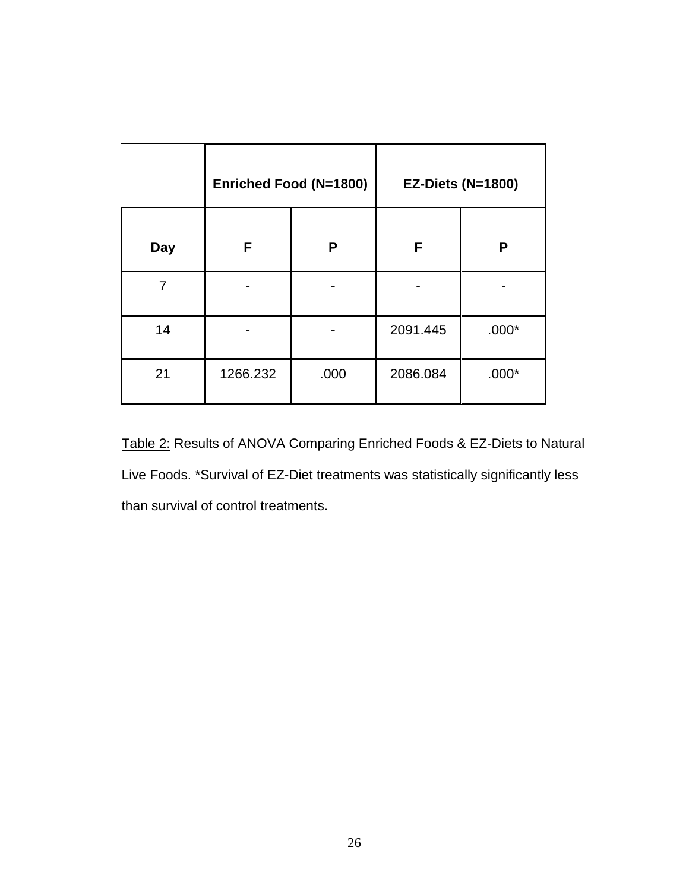| | Enriched Food (N=1800) | | EZ-Diets (N=1800) | |
|---|---|---|---|---|
| **Day** | **F** | **P** | **F** | **P** |
| 7 | - | - | - | - |
| 14 | - | - | 2091.445 | .000* |
| 21 | 1266.232 | .000 | 2086.084 | .000* |

Table 2: Results of ANOVA Comparing Enriched Foods & EZ-Diets to Natural Live Foods. *Survival of EZ-Diet treatments was statistically significantly less than survival of control treatments.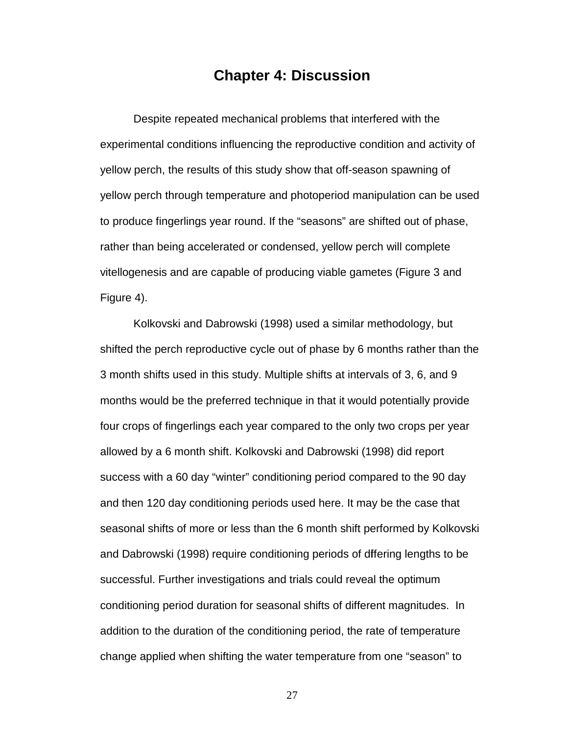# Chapter 4: Discussion

Despite repeated mechanical problems that interfered with the experimental conditions influencing the reproductive condition and activity of yellow perch, the results of this study show that off-season spawning of yellow perch through temperature and photoperiod manipulation can be used to produce fingerlings year round. If the “seasons” are shifted out of phase, rather than being accelerated or condensed, yellow perch will complete vitellogenesis and are capable of producing viable gametes (Figure 3 and Figure 4).

Kolkovski and Dabrowski (1998) used a similar methodology, but shifted the perch reproductive cycle out of phase by 6 months rather than the 3 month shifts used in this study. Multiple shifts at intervals of 3, 6, and 9 months would be the preferred technique in that it would potentially provide four crops of fingerlings each year compared to the only two crops per year allowed by a 6 month shift. Kolkovski and Dabrowski (1998) did report success with a 60 day “winter” conditioning period compared to the 90 day and then 120 day conditioning periods used here. It may be the case that seasonal shifts of more or less than the 6 month shift performed by Kolkovski and Dabrowski (1998) require conditioning periods of dffering lengths to be successful. Further investigations and trials could reveal the optimum conditioning period duration for seasonal shifts of different magnitudes. In addition to the duration of the conditioning period, the rate of temperature change applied when shifting the water temperature from one “season” to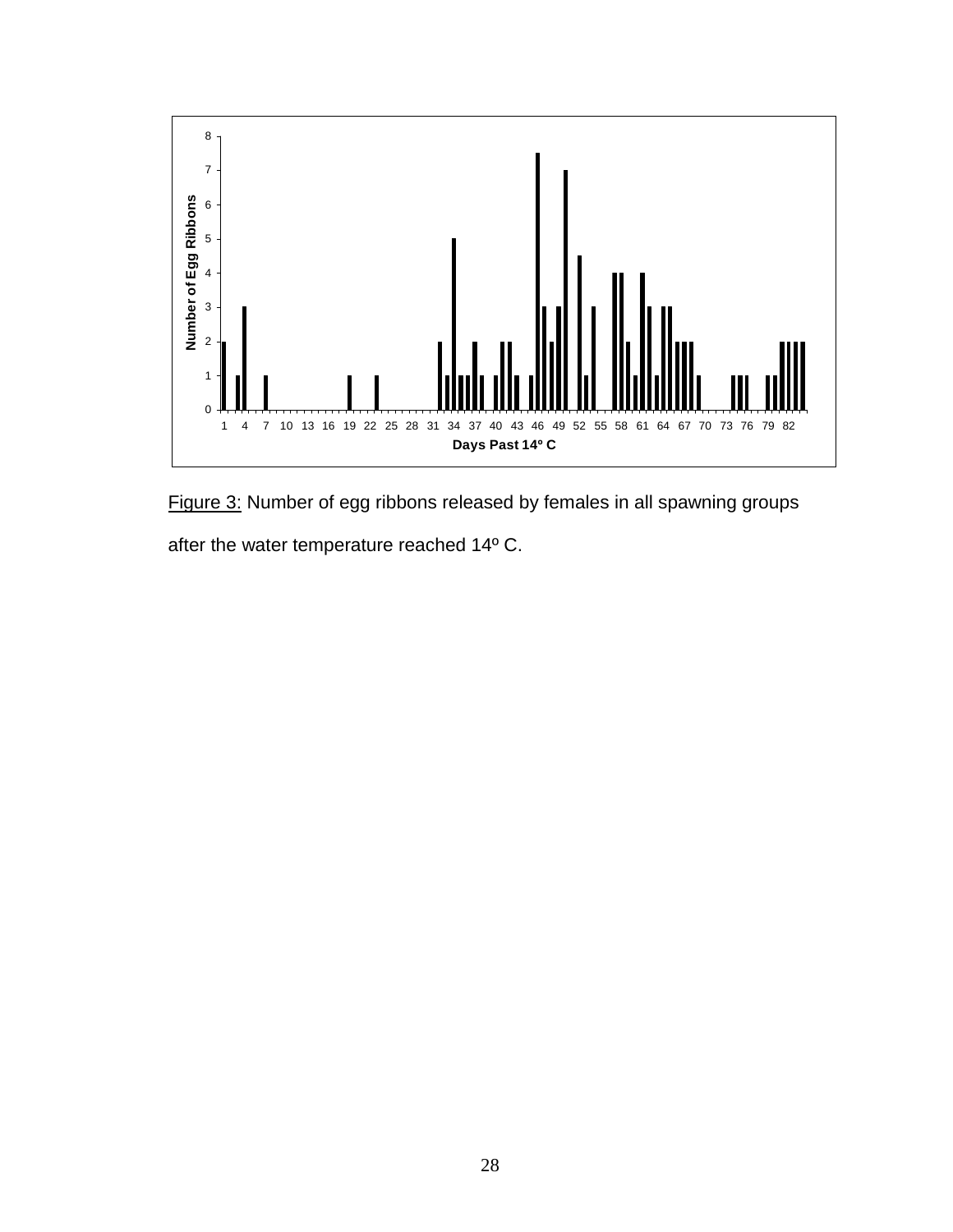Figure 3: Number of egg ribbons released by females in all spawning groups after the water temperature reached 14º C.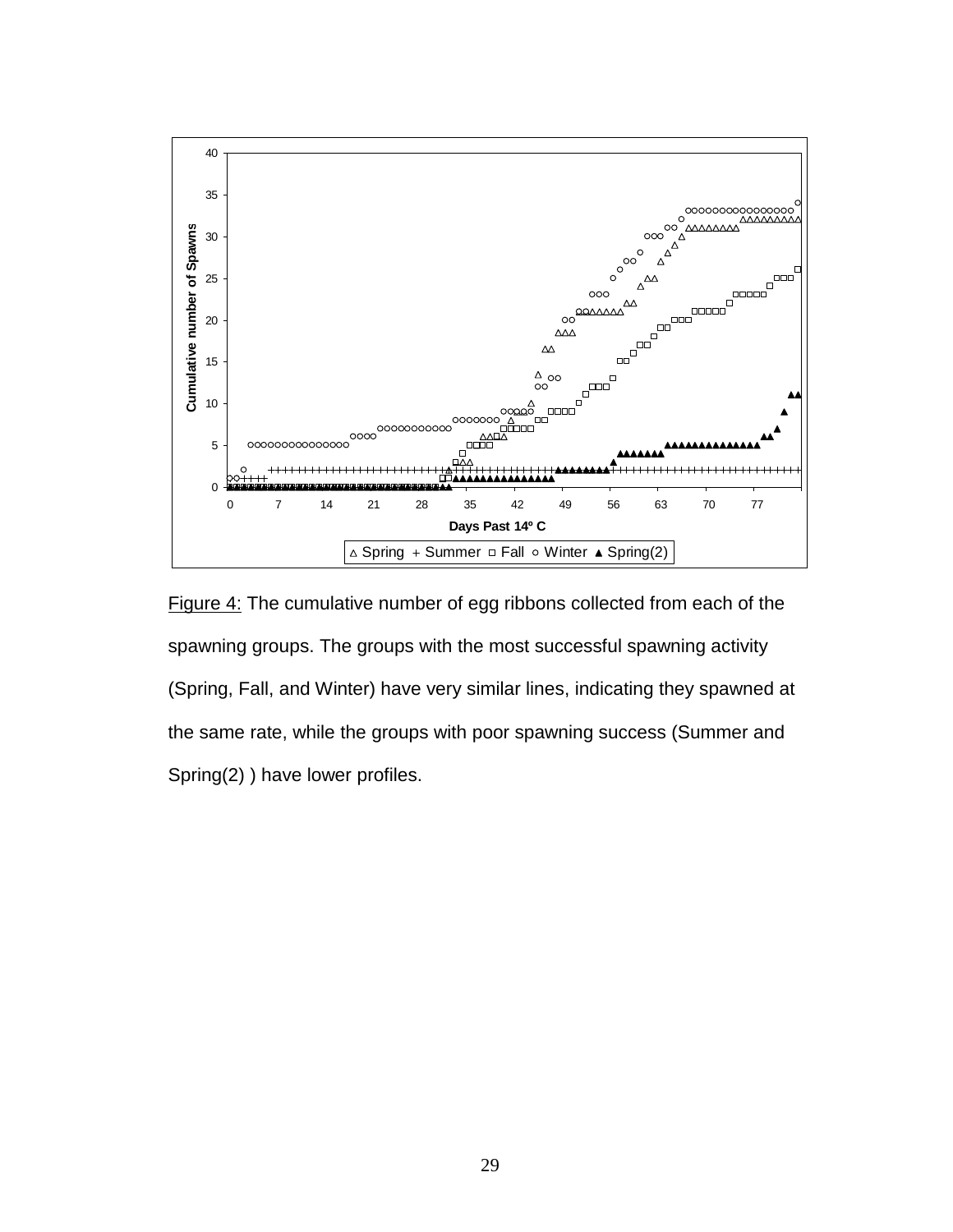Figure 4: The cumulative number of egg ribbons collected from each of the spawning groups. The groups with the most successful spawning activity (Spring, Fall, and Winter) have very similar lines, indicating they spawned at the same rate, while the groups with poor spawning success (Summer and Spring(2) ) have lower profiles.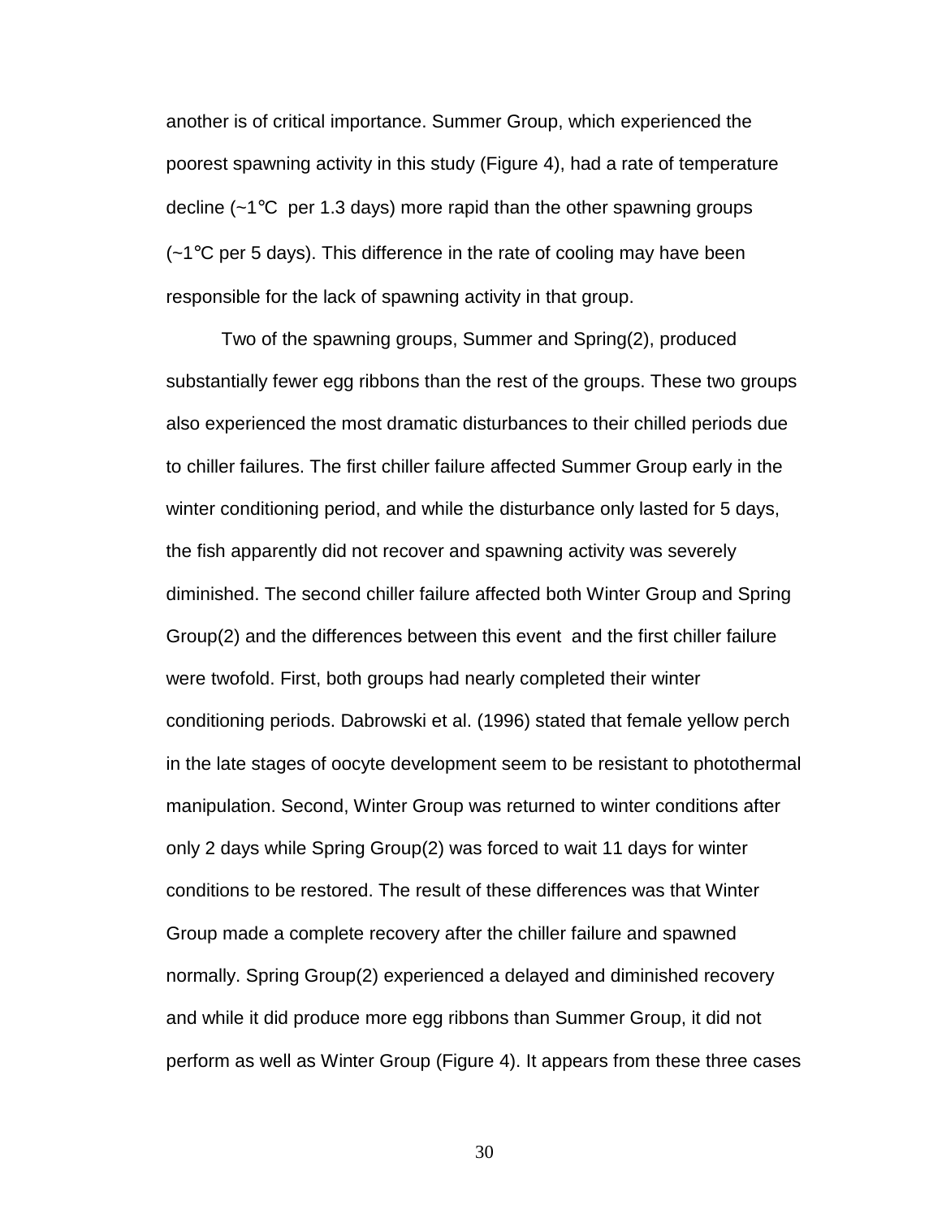another is of critical importance. Summer Group, which experienced the poorest spawning activity in this study (Figure 4), had a rate of temperature decline (~1°C per 1.3 days) more rapid than the other spawning groups (~1°C per 5 days). This difference in the rate of cooling may have been responsible for the lack of spawning activity in that group.

Two of the spawning groups, Summer and Spring(2), produced substantially fewer egg ribbons than the rest of the groups. These two groups also experienced the most dramatic disturbances to their chilled periods due to chiller failures. The first chiller failure affected Summer Group early in the winter conditioning period, and while the disturbance only lasted for 5 days, the fish apparently did not recover and spawning activity was severely diminished. The second chiller failure affected both Winter Group and Spring Group(2) and the differences between this event and the first chiller failure were twofold. First, both groups had nearly completed their winter conditioning periods. Dabrowski et al. (1996) stated that female yellow perch in the late stages of oocyte development seem to be resistant to photothermal manipulation. Second, Winter Group was returned to winter conditions after only 2 days while Spring Group(2) was forced to wait 11 days for winter conditions to be restored. The result of these differences was that Winter Group made a complete recovery after the chiller failure and spawned normally. Spring Group(2) experienced a delayed and diminished recovery and while it did produce more egg ribbons than Summer Group, it did not perform as well as Winter Group (Figure 4). It appears from these three cases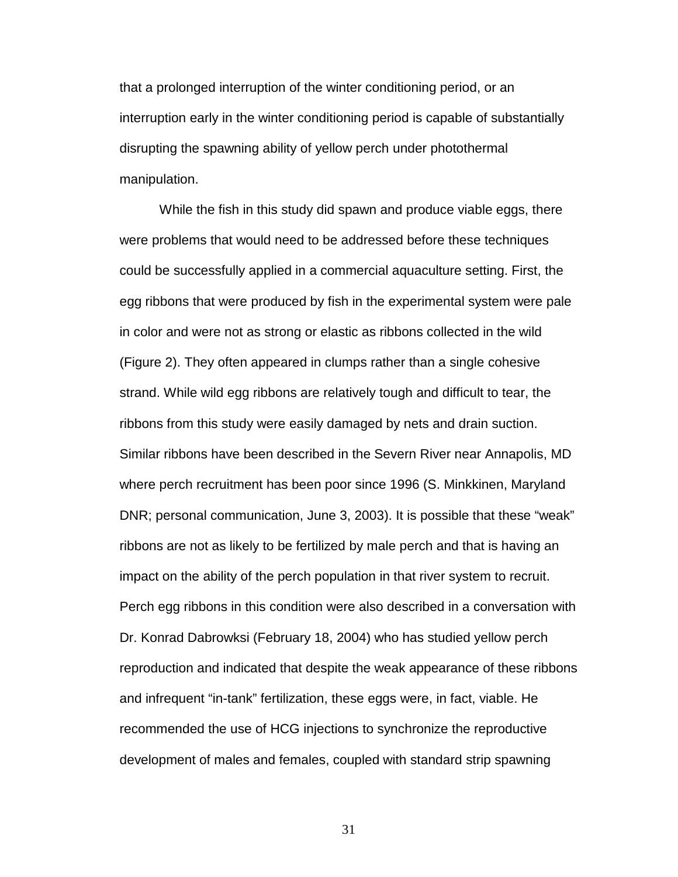that a prolonged interruption of the winter conditioning period, or an interruption early in the winter conditioning period is capable of substantially disrupting the spawning ability of yellow perch under photothermal manipulation.

While the fish in this study did spawn and produce viable eggs, there were problems that would need to be addressed before these techniques could be successfully applied in a commercial aquaculture setting. First, the egg ribbons that were produced by fish in the experimental system were pale in color and were not as strong or elastic as ribbons collected in the wild (Figure 2). They often appeared in clumps rather than a single cohesive strand. While wild egg ribbons are relatively tough and difficult to tear, the ribbons from this study were easily damaged by nets and drain suction. Similar ribbons have been described in the Severn River near Annapolis, MD where perch recruitment has been poor since 1996 (S. Minkkinen, Maryland DNR; personal communication, June 3, 2003). It is possible that these “weak” ribbons are not as likely to be fertilized by male perch and that is having an impact on the ability of the perch population in that river system to recruit. Perch egg ribbons in this condition were also described in a conversation with Dr. Konrad Dabrowksi (February 18, 2004) who has studied yellow perch reproduction and indicated that despite the weak appearance of these ribbons and infrequent “in-tank” fertilization, these eggs were, in fact, viable. He recommended the use of HCG injections to synchronize the reproductive development of males and females, coupled with standard strip spawning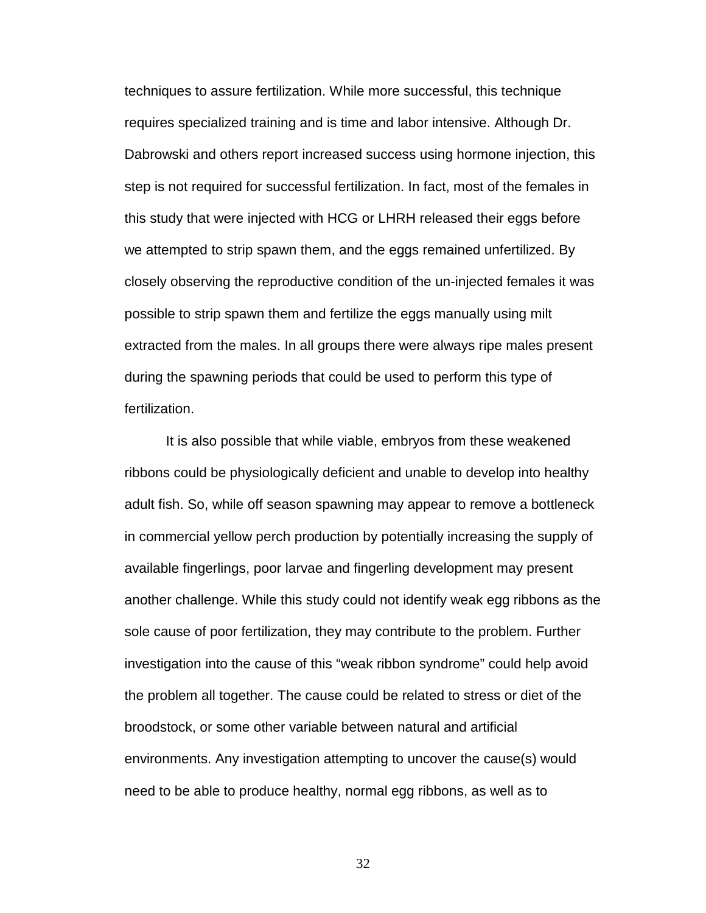techniques to assure fertilization. While more successful, this technique requires specialized training and is time and labor intensive. Although Dr. Dabrowski and others report increased success using hormone injection, this step is not required for successful fertilization. In fact, most of the females in this study that were injected with HCG or LHRH released their eggs before we attempted to strip spawn them, and the eggs remained unfertilized. By closely observing the reproductive condition of the un-injected females it was possible to strip spawn them and fertilize the eggs manually using milt extracted from the males. In all groups there were always ripe males present during the spawning periods that could be used to perform this type of fertilization.

It is also possible that while viable, embryos from these weakened ribbons could be physiologically deficient and unable to develop into healthy adult fish. So, while off season spawning may appear to remove a bottleneck in commercial yellow perch production by potentially increasing the supply of available fingerlings, poor larvae and fingerling development may present another challenge. While this study could not identify weak egg ribbons as the sole cause of poor fertilization, they may contribute to the problem. Further investigation into the cause of this "weak ribbon syndrome" could help avoid the problem all together. The cause could be related to stress or diet of the broodstock, or some other variable between natural and artificial environments. Any investigation attempting to uncover the cause(s) would need to be able to produce healthy, normal egg ribbons, as well as to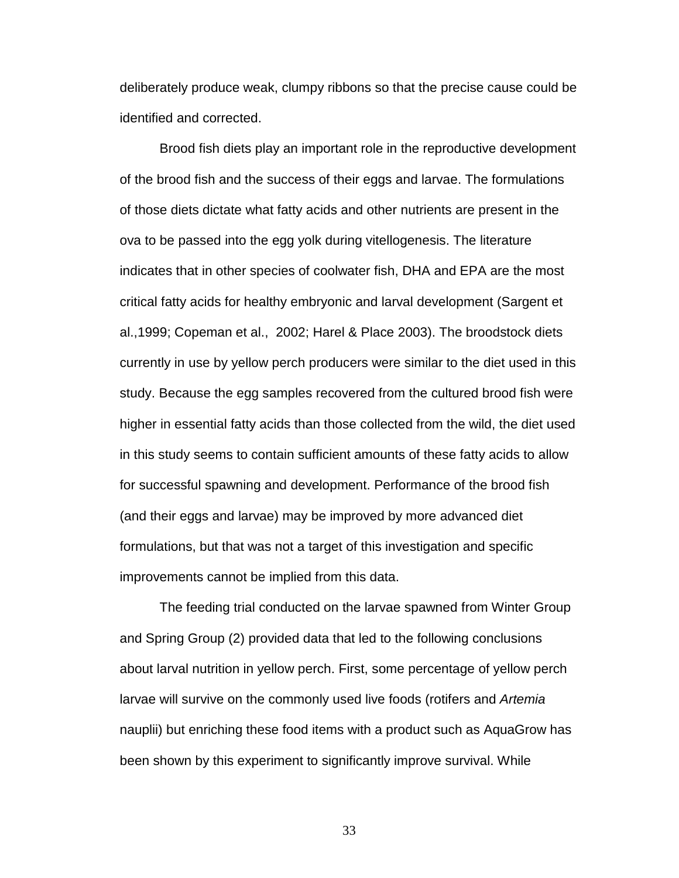deliberately produce weak, clumpy ribbons so that the precise cause could be identified and corrected.

Brood fish diets play an important role in the reproductive development of the brood fish and the success of their eggs and larvae. The formulations of those diets dictate what fatty acids and other nutrients are present in the ova to be passed into the egg yolk during vitellogenesis. The literature indicates that in other species of coolwater fish, DHA and EPA are the most critical fatty acids for healthy embryonic and larval development (Sargent et al.,1999; Copeman et al., 2002; Harel & Place 2003). The broodstock diets currently in use by yellow perch producers were similar to the diet used in this study. Because the egg samples recovered from the cultured brood fish were higher in essential fatty acids than those collected from the wild, the diet used in this study seems to contain sufficient amounts of these fatty acids to allow for successful spawning and development. Performance of the brood fish (and their eggs and larvae) may be improved by more advanced diet formulations, but that was not a target of this investigation and specific improvements cannot be implied from this data.

The feeding trial conducted on the larvae spawned from Winter Group and Spring Group (2) provided data that led to the following conclusions about larval nutrition in yellow perch. First, some percentage of yellow perch larvae will survive on the commonly used live foods (rotifers and *Artemia* nauplii) but enriching these food items with a product such as AquaGrow has been shown by this experiment to significantly improve survival. While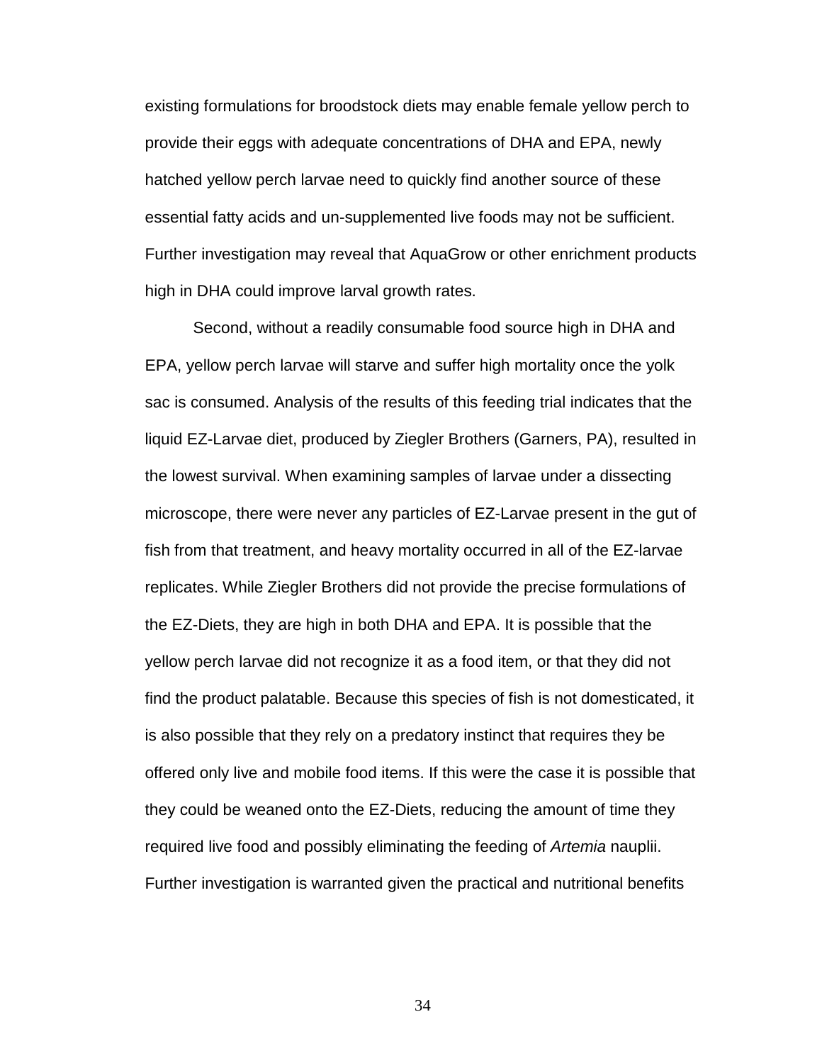existing formulations for broodstock diets may enable female yellow perch to provide their eggs with adequate concentrations of DHA and EPA, newly hatched yellow perch larvae need to quickly find another source of these essential fatty acids and un-supplemented live foods may not be sufficient. Further investigation may reveal that AquaGrow or other enrichment products high in DHA could improve larval growth rates.

Second, without a readily consumable food source high in DHA and EPA, yellow perch larvae will starve and suffer high mortality once the yolk sac is consumed. Analysis of the results of this feeding trial indicates that the liquid EZ-Larvae diet, produced by Ziegler Brothers (Garners, PA), resulted in the lowest survival. When examining samples of larvae under a dissecting microscope, there were never any particles of EZ-Larvae present in the gut of fish from that treatment, and heavy mortality occurred in all of the EZ-larvae replicates. While Ziegler Brothers did not provide the precise formulations of the EZ-Diets, they are high in both DHA and EPA. It is possible that the yellow perch larvae did not recognize it as a food item, or that they did not find the product palatable. Because this species of fish is not domesticated, it is also possible that they rely on a predatory instinct that requires they be offered only live and mobile food items. If this were the case it is possible that they could be weaned onto the EZ-Diets, reducing the amount of time they required live food and possibly eliminating the feeding of *Artemia* nauplii. Further investigation is warranted given the practical and nutritional benefits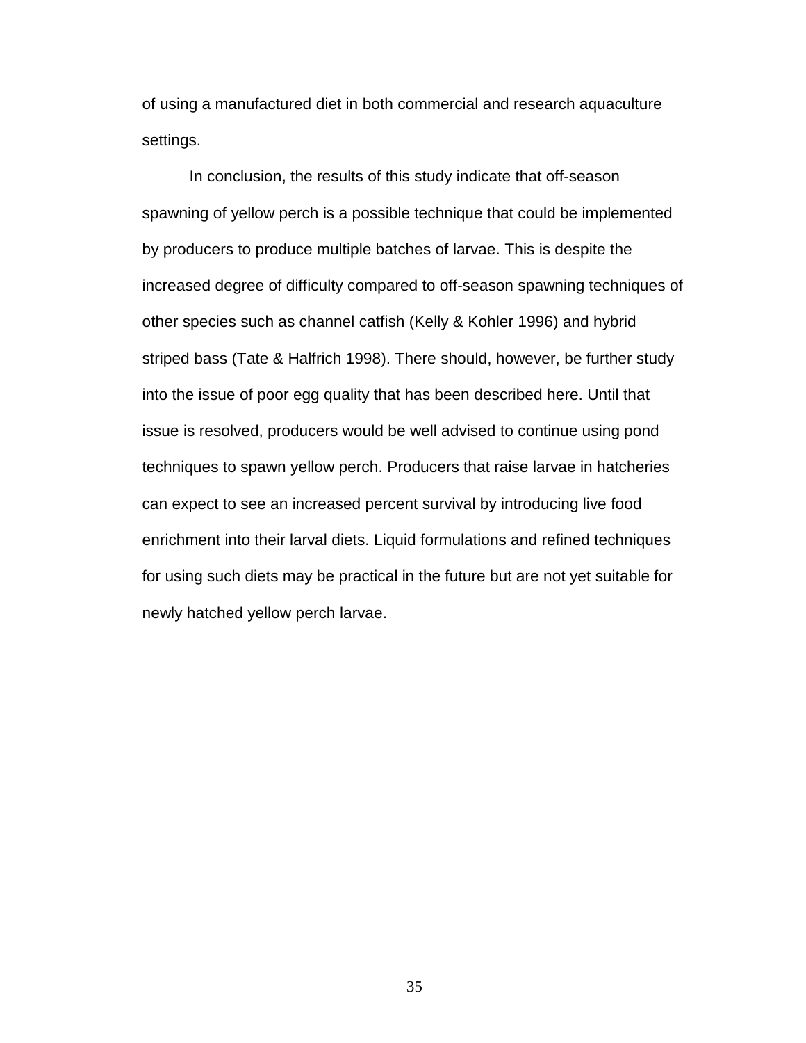of using a manufactured diet in both commercial and research aquaculture settings.

In conclusion, the results of this study indicate that off-season spawning of yellow perch is a possible technique that could be implemented by producers to produce multiple batches of larvae. This is despite the increased degree of difficulty compared to off-season spawning techniques of other species such as channel catfish (Kelly & Kohler 1996) and hybrid striped bass (Tate & Halfrich 1998). There should, however, be further study into the issue of poor egg quality that has been described here. Until that issue is resolved, producers would be well advised to continue using pond techniques to spawn yellow perch. Producers that raise larvae in hatcheries can expect to see an increased percent survival by introducing live food enrichment into their larval diets. Liquid formulations and refined techniques for using such diets may be practical in the future but are not yet suitable for newly hatched yellow perch larvae.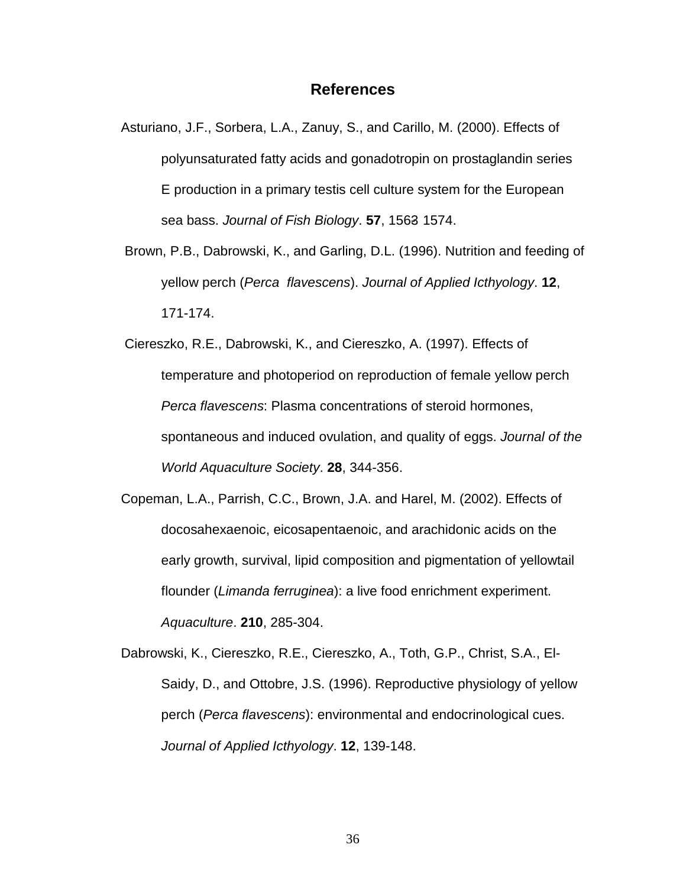## References

Asturiano, J.F., Sorbera, L.A., Zanuy, S., and Carillo, M. (2000). Effects of polyunsaturated fatty acids and gonadotropin on prostaglandin series E production in a primary testis cell culture system for the European sea bass. *Journal of Fish Biology*. **57**, 1563-1574.

Brown, P.B., Dabrowski, K., and Garling, D.L. (1996). Nutrition and feeding of yellow perch (*Perca flavescens*). *Journal of Applied Icthyology*. **12**, 171-174.

Ciereszko, R.E., Dabrowski, K., and Ciereszko, A. (1997). Effects of temperature and photoperiod on reproduction of female yellow perch *Perca flavescens*: Plasma concentrations of steroid hormones, spontaneous and induced ovulation, and quality of eggs. *Journal of the World Aquaculture Society*. **28**, 344-356.

Copeman, L.A., Parrish, C.C., Brown, J.A. and Harel, M. (2002). Effects of docosahexaenoic, eicosapentaenoic, and arachidonic acids on the early growth, survival, lipid composition and pigmentation of yellowtail flounder (*Limanda ferruginea*): a live food enrichment experiment. *Aquaculture*. **210**, 285-304.

Dabrowski, K., Ciereszko, R.E., Ciereszko, A., Toth, G.P., Christ, S.A., El-Saidy, D., and Ottobre, J.S. (1996). Reproductive physiology of yellow perch (*Perca flavescens*): environmental and endocrinological cues. *Journal of Applied Icthyology*. **12**, 139-148.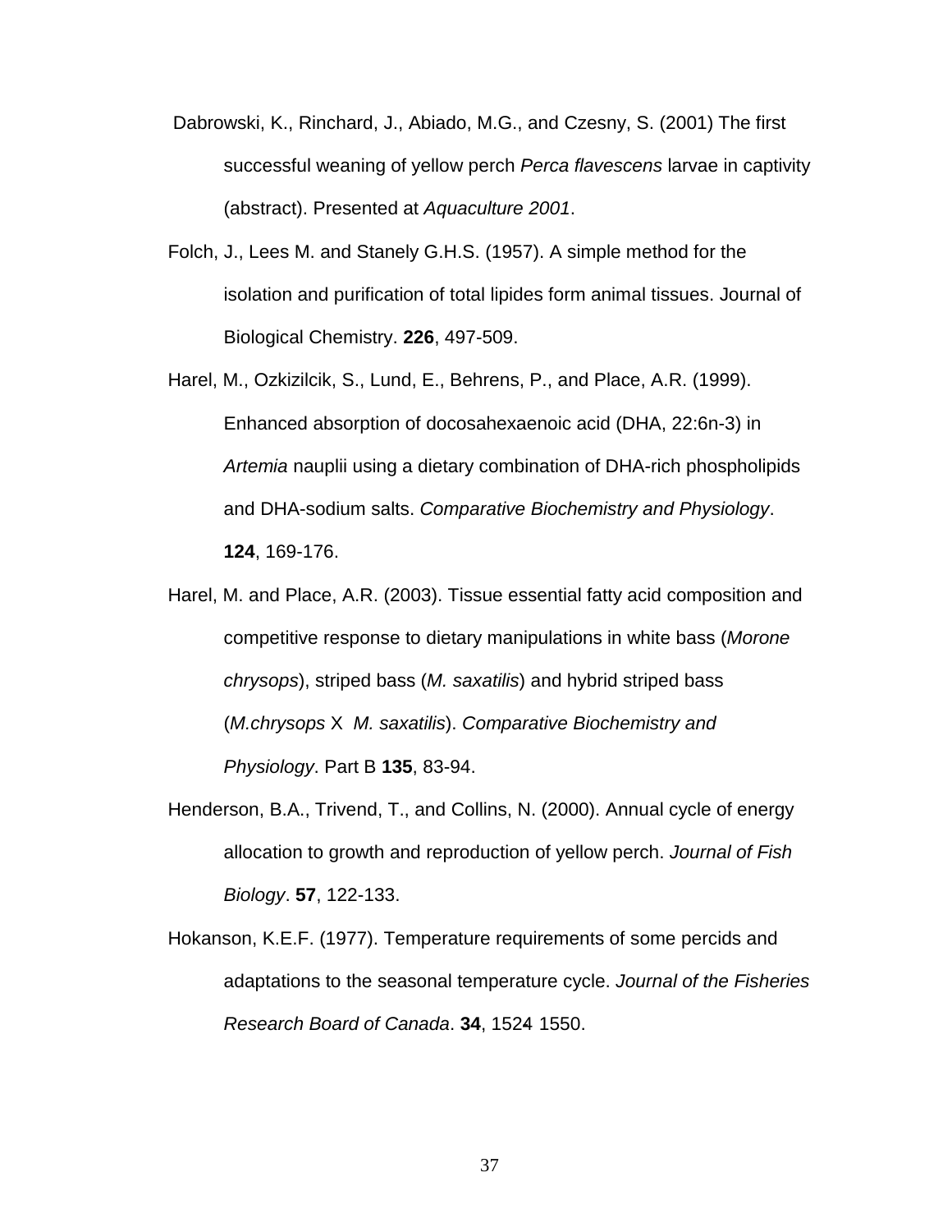Dabrowski, K., Rinchard, J., Abiado, M.G., and Czesny, S. (2001) The first successful weaning of yellow perch *Perca flavescens* larvae in captivity (abstract). Presented at *Aquaculture 2001*.

Folch, J., Lees M. and Stanely G.H.S. (1957). A simple method for the isolation and purification of total lipides form animal tissues. Journal of Biological Chemistry. **226**, 497-509.

Harel, M., Ozkizilcik, S., Lund, E., Behrens, P., and Place, A.R. (1999). Enhanced absorption of docosahexaenoic acid (DHA, 22:6n-3) in *Artemia* nauplii using a dietary combination of DHA-rich phospholipids and DHA-sodium salts. *Comparative Biochemistry and Physiology*. **124**, 169-176.

Harel, M. and Place, A.R. (2003). Tissue essential fatty acid composition and competitive response to dietary manipulations in white bass (*Morone chrysops*), striped bass (*M. saxatilis*) and hybrid striped bass (*M.chrysops* X *M. saxatilis*). *Comparative Biochemistry and Physiology*. Part B **135**, 83-94.

Henderson, B.A., Trivend, T., and Collins, N. (2000). Annual cycle of energy allocation to growth and reproduction of yellow perch. *Journal of Fish Biology*. **57**, 122-133.

Hokanson, K.E.F. (1977). Temperature requirements of some percids and adaptations to the seasonal temperature cycle. *Journal of the Fisheries Research Board of Canada*. **34**, 1524 1550.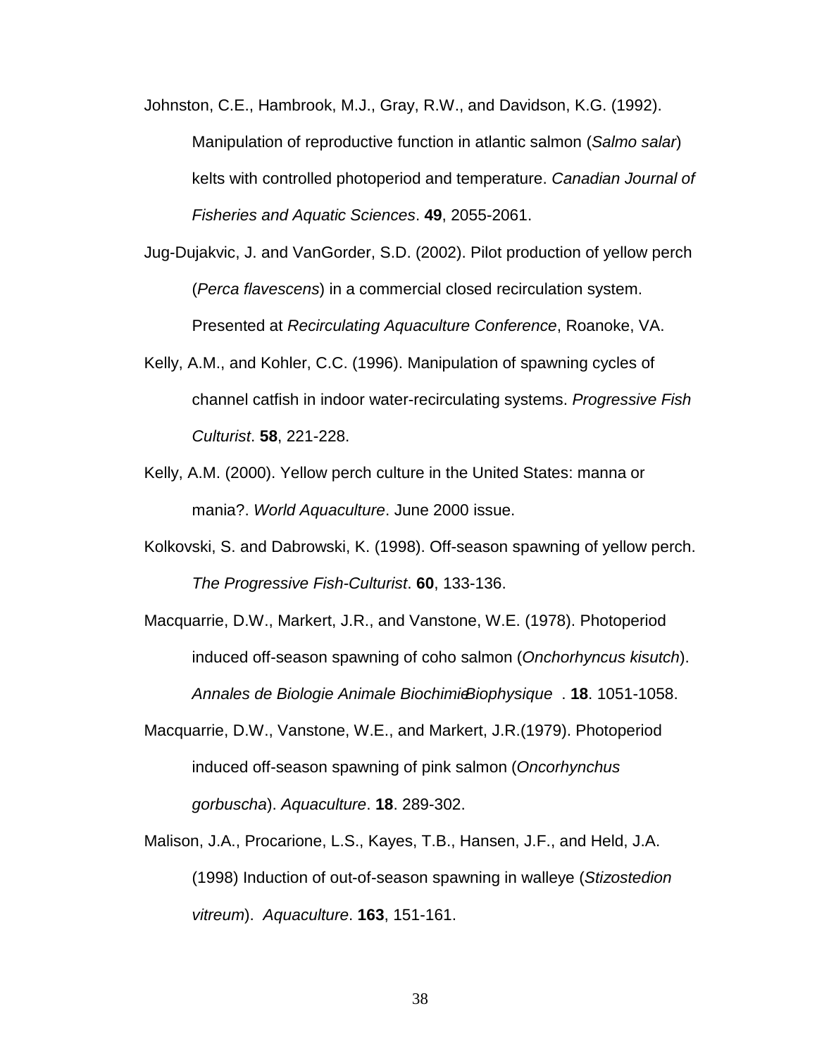Johnston, C.E., Hambrook, M.J., Gray, R.W., and Davidson, K.G. (1992). Manipulation of reproductive function in atlantic salmon (*Salmo salar*) kelts with controlled photoperiod and temperature. *Canadian Journal of Fisheries and Aquatic Sciences*. **49**, 2055-2061.

Jug-Dujakvic, J. and VanGorder, S.D. (2002). Pilot production of yellow perch (*Perca flavescens*) in a commercial closed recirculation system. Presented at *Recirculating Aquaculture Conference*, Roanoke, VA.

Kelly, A.M., and Kohler, C.C. (1996). Manipulation of spawning cycles of channel catfish in indoor water-recirculating systems. *Progressive Fish Culturist*. **58**, 221-228.

Kelly, A.M. (2000). Yellow perch culture in the United States: manna or mania?. *World Aquaculture*. June 2000 issue.

Kolkovski, S. and Dabrowski, K. (1998). Off-season spawning of yellow perch. *The Progressive Fish-Culturist*. **60**, 133-136.

Macquarrie, D.W., Markert, J.R., and Vanstone, W.E. (1978). Photoperiod induced off-season spawning of coho salmon (*Onchorhyncus kisutch*). *Annales de Biologie Animale BiochimieBiophysique*. **18**. 1051-1058.

Macquarrie, D.W., Vanstone, W.E., and Markert, J.R.(1979). Photoperiod induced off-season spawning of pink salmon (*Oncorhynchus gorbuscha*). *Aquaculture*. **18**. 289-302.

Malison, J.A., Procarione, L.S., Kayes, T.B., Hansen, J.F., and Held, J.A. (1998) Induction of out-of-season spawning in walleye (*Stizostedion vitreum*). *Aquaculture*. **163**, 151-161.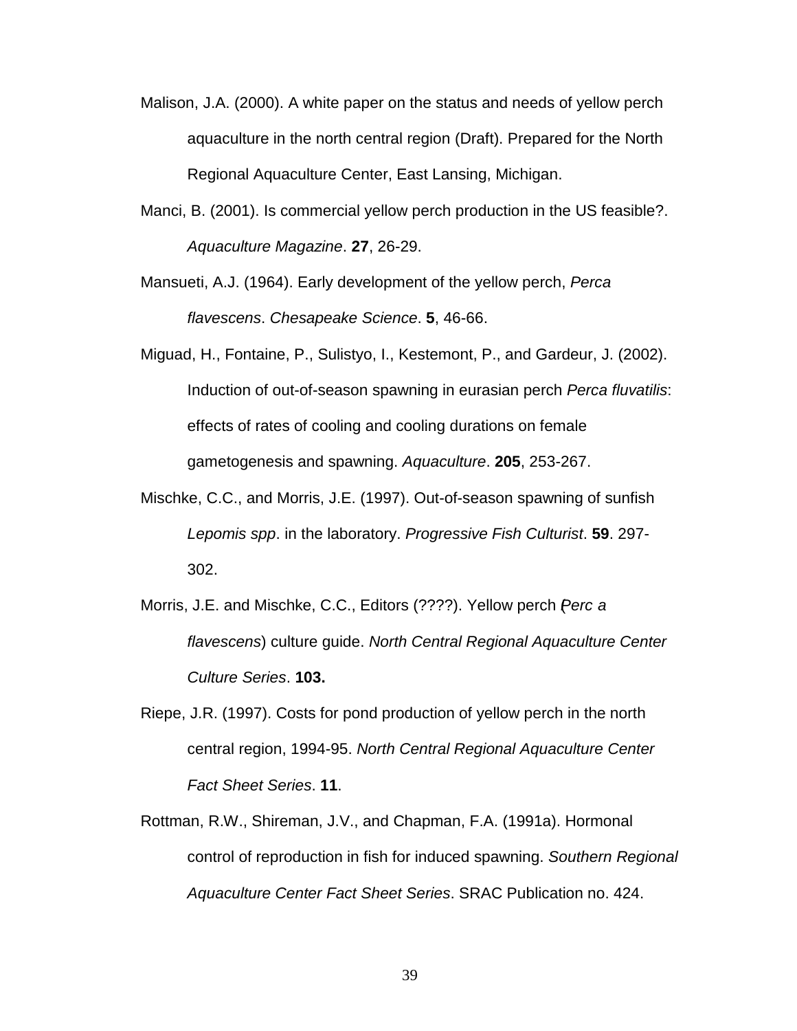Malison, J.A. (2000). A white paper on the status and needs of yellow perch aquaculture in the north central region (Draft). Prepared for the North Regional Aquaculture Center, East Lansing, Michigan.

Manci, B. (2001). Is commercial yellow perch production in the US feasible?. *Aquaculture Magazine*. **27**, 26-29.

Mansueti, A.J. (1964). Early development of the yellow perch, *Perca flavescens*. *Chesapeake Science*. **5**, 46-66.

Miguad, H., Fontaine, P., Sulistyo, I., Kestemont, P., and Gardeur, J. (2002). Induction of out-of-season spawning in eurasian perch *Perca fluvatilis*: effects of rates of cooling and cooling durations on female gametogenesis and spawning. *Aquaculture*. **205**, 253-267.

Mischke, C.C., and Morris, J.E. (1997). Out-of-season spawning of sunfish *Lepomis spp*. in the laboratory. *Progressive Fish Culturist*. **59**. 297-302.

Morris, J.E. and Mischke, C.C., Editors (????). Yellow perch (*Perc a flavescens*) culture guide. *North Central Regional Aquaculture Center Culture Series*. **103.**

Riepe, J.R. (1997). Costs for pond production of yellow perch in the north central region, 1994-95. *North Central Regional Aquaculture Center Fact Sheet Series*. **11**.

Rottman, R.W., Shireman, J.V., and Chapman, F.A. (1991a). Hormonal control of reproduction in fish for induced spawning. *Southern Regional Aquaculture Center Fact Sheet Series*. SRAC Publication no. 424.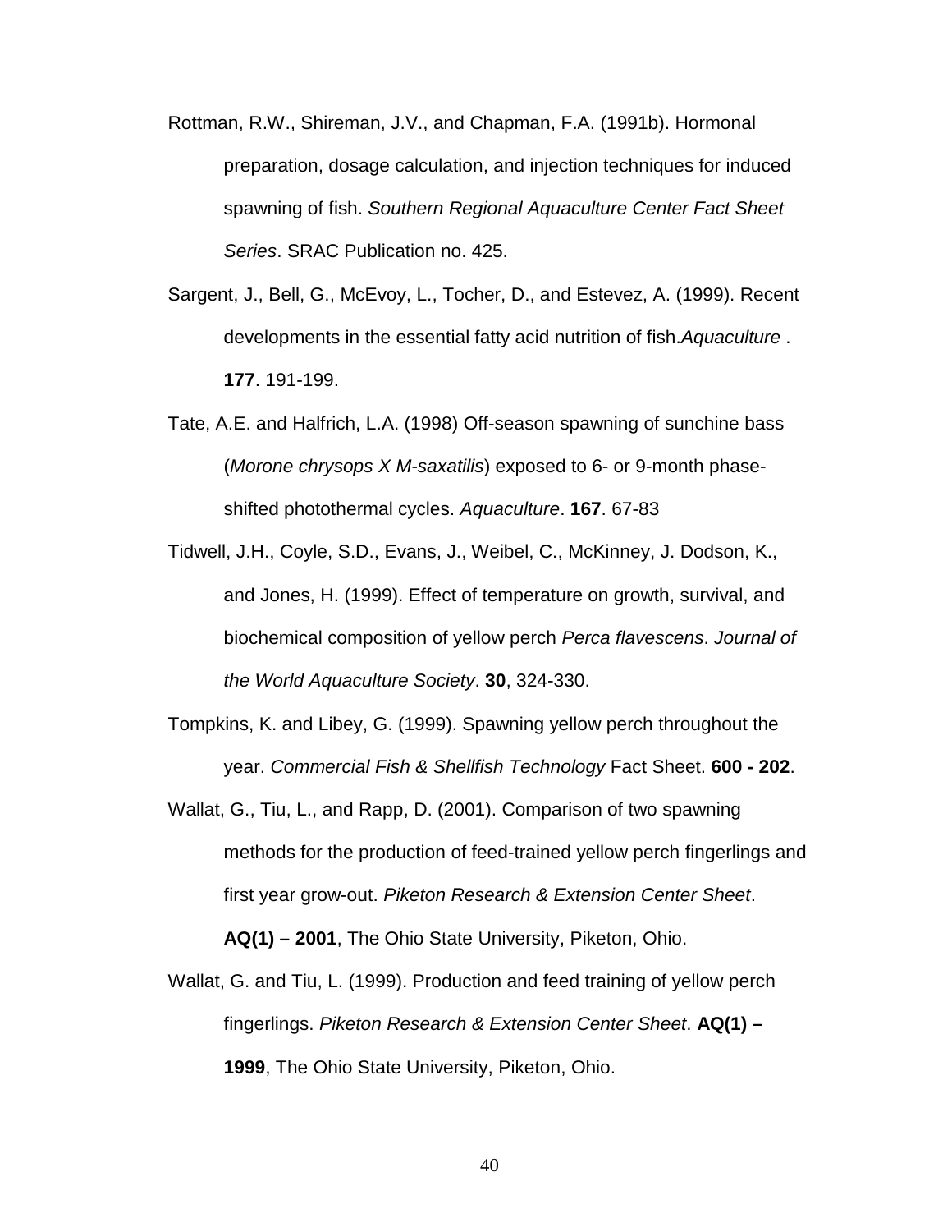Rottman, R.W., Shireman, J.V., and Chapman, F.A. (1991b). Hormonal preparation, dosage calculation, and injection techniques for induced spawning of fish. *Southern Regional Aquaculture Center Fact Sheet Series*. SRAC Publication no. 425.

Sargent, J., Bell, G., McEvoy, L., Tocher, D., and Estevez, A. (1999). Recent developments in the essential fatty acid nutrition of fish.*Aquaculture* . **177**. 191-199.

Tate, A.E. and Halfrich, L.A. (1998) Off-season spawning of sunchine bass (*Morone chrysops X M-saxatilis*) exposed to 6- or 9-month phase-shifted photothermal cycles. *Aquaculture*. **167**. 67-83

Tidwell, J.H., Coyle, S.D., Evans, J., Weibel, C., McKinney, J. Dodson, K., and Jones, H. (1999). Effect of temperature on growth, survival, and biochemical composition of yellow perch *Perca flavescens*. *Journal of the World Aquaculture Society*. **30**, 324-330.

Tompkins, K. and Libey, G. (1999). Spawning yellow perch throughout the year. *Commercial Fish & Shellfish Technology* Fact Sheet. **600 - 202**.

Wallat, G., Tiu, L., and Rapp, D. (2001). Comparison of two spawning methods for the production of feed-trained yellow perch fingerlings and first year grow-out. *Piketon Research & Extension Center Sheet*. **AQ(1) – 2001**, The Ohio State University, Piketon, Ohio.

Wallat, G. and Tiu, L. (1999). Production and feed training of yellow perch fingerlings. *Piketon Research & Extension Center Sheet*. **AQ(1) – 1999**, The Ohio State University, Piketon, Ohio.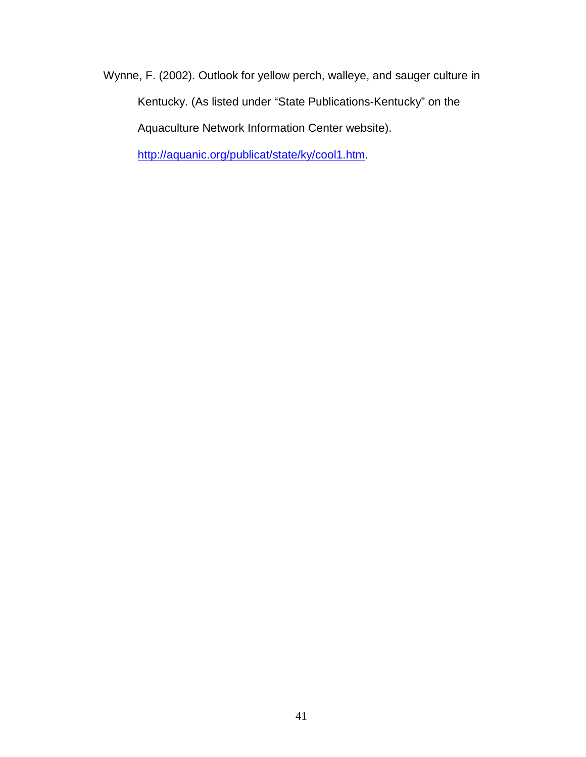Wynne, F. (2002). Outlook for yellow perch, walleye, and sauger culture in Kentucky. (As listed under “State Publications-Kentucky” on the Aquaculture Network Information Center website). http://aquanic.org/publicat/state/ky/cool1.htm.